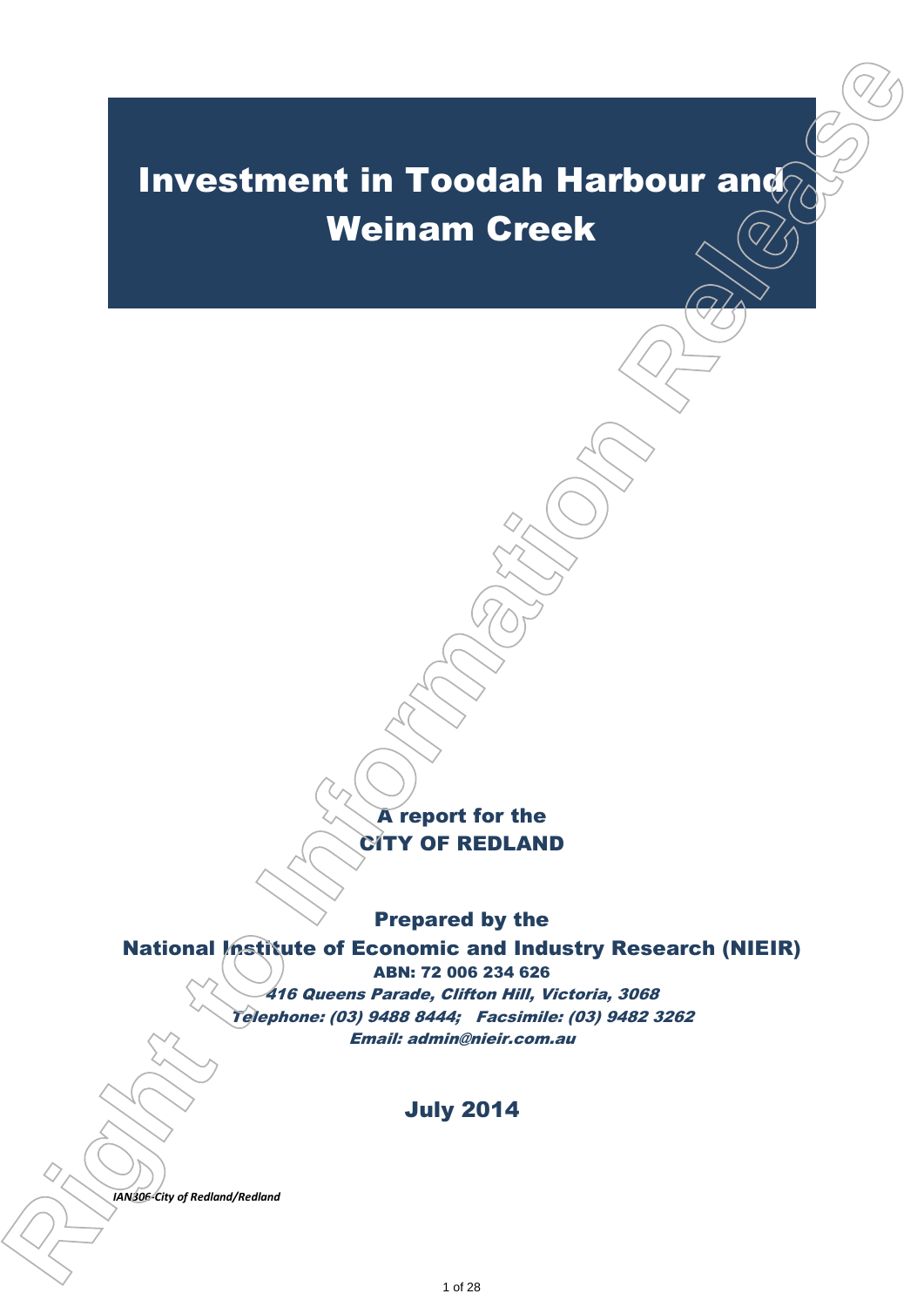# Investment in Toodah Harbour and Weinam Creek

**A report for the**
**CITY OF REDLAND**

**Prepared by the**
**National Institute of Economic and Industry Research (NIEIR)**
**ABN: 72 006 234 626**
***416 Queens Parade, Clifton Hill, Victoria, 3068***
***Telephone: (03) 9488 8444; Facsimile: (03) 9482 3262***
***Email: admin@nieir.com.au***

**July 2014**

***IAN306-City of Redland/Redland***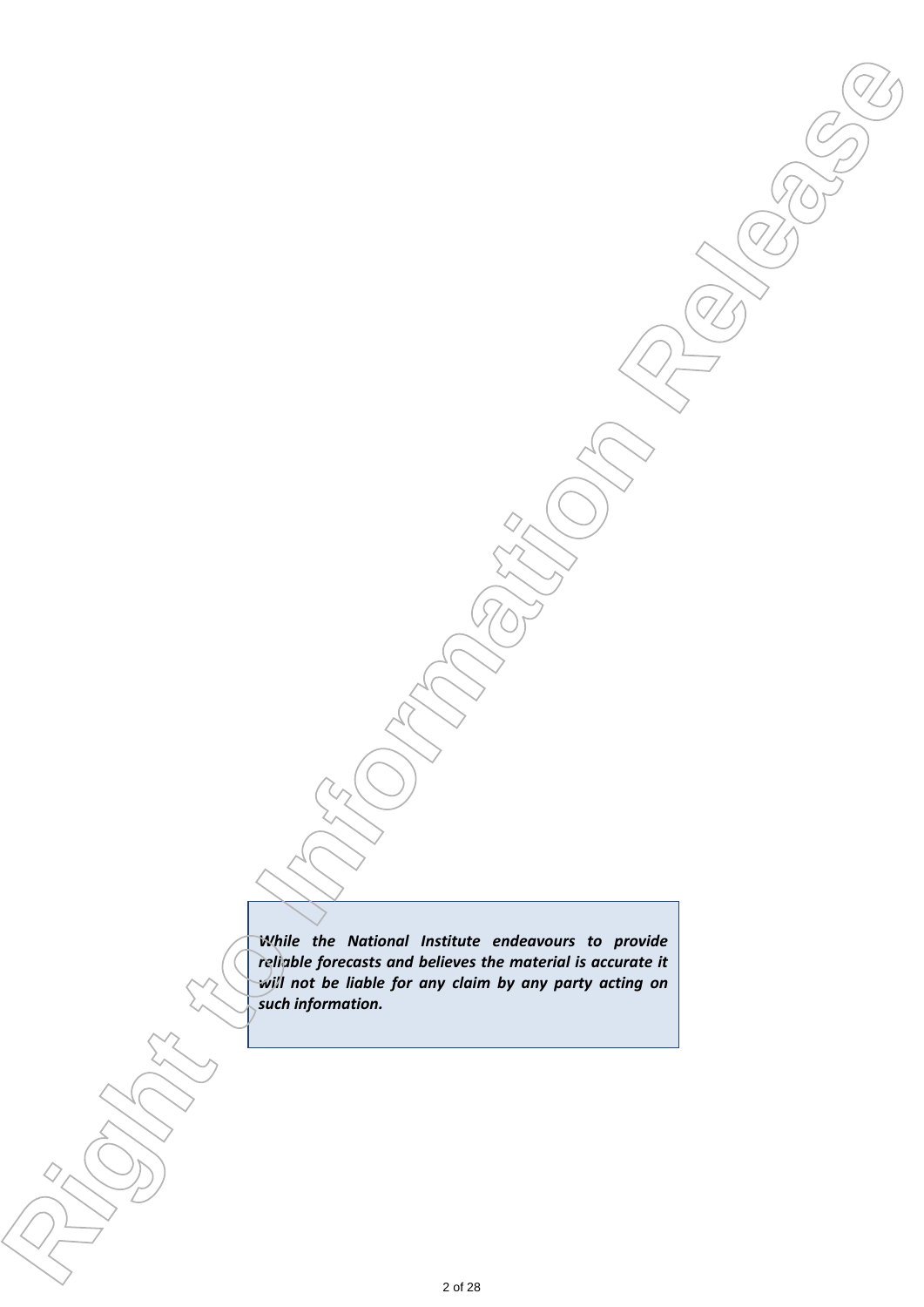*While the National Institute endeavours to provide reliable forecasts and believes the material is accurate it will not be liable for any claim by any party acting on such information.*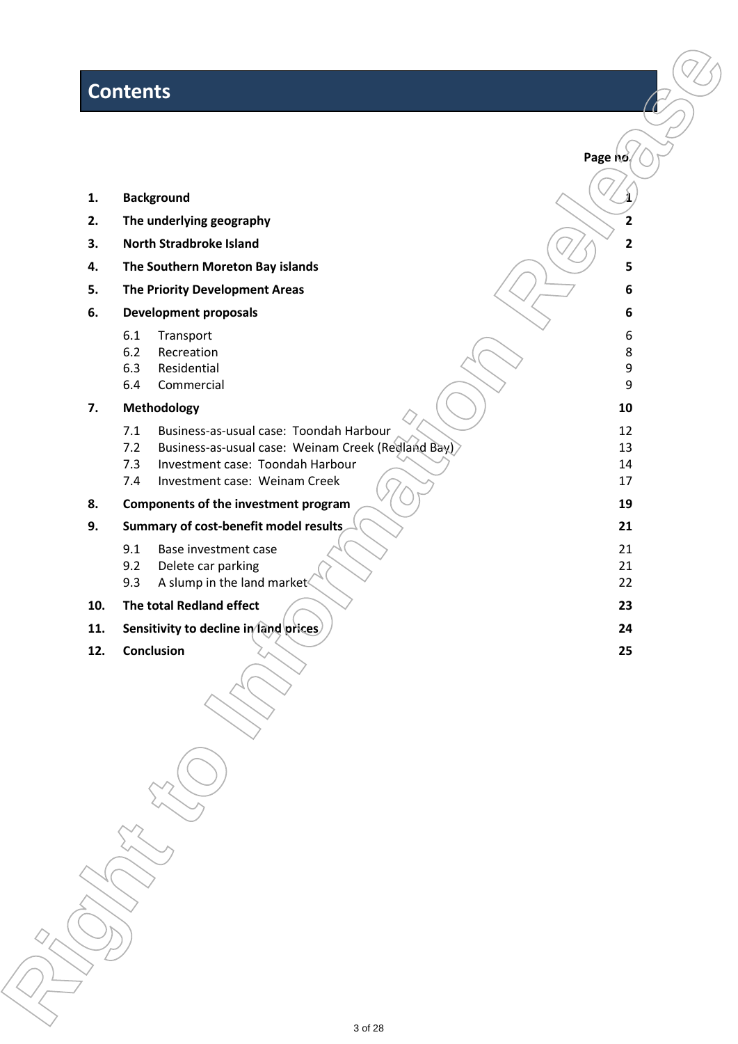# Contents

| | | Page no. |
|---|---|---|
| **1.** | **Background** | **1** |
| **2.** | **The underlying geography** | **2** |
| **3.** | **North Stradbroke Island** | **2** |
| **4.** | **The Southern Moreton Bay islands** | **5** |
| **5.** | **The Priority Development Areas** | **6** |
| **6.** | **Development proposals** | **6** |
| | 6.1 Transport | 6 |
| | 6.2 Recreation | 8 |
| | 6.3 Residential | 9 |
| | 6.4 Commercial | 9 |
| **7.** | **Methodology** | **10** |
| | 7.1 Business-as-usual case: Toondah Harbour | 12 |
| | 7.2 Business-as-usual case: Weinam Creek (Redland Bay) | 13 |
| | 7.3 Investment case: Toondah Harbour | 14 |
| | 7.4 Investment case: Weinam Creek | 17 |
| **8.** | **Components of the investment program** | **19** |
| **9.** | **Summary of cost-benefit model results** | **21** |
| | 9.1 Base investment case | 21 |
| | 9.2 Delete car parking | 21 |
| | 9.3 A slump in the land market | 22 |
| **10.** | **The total Redland effect** | **23** |
| **11.** | **Sensitivity to decline in land prices** | **24** |
| **12.** | **Conclusion** | **25** |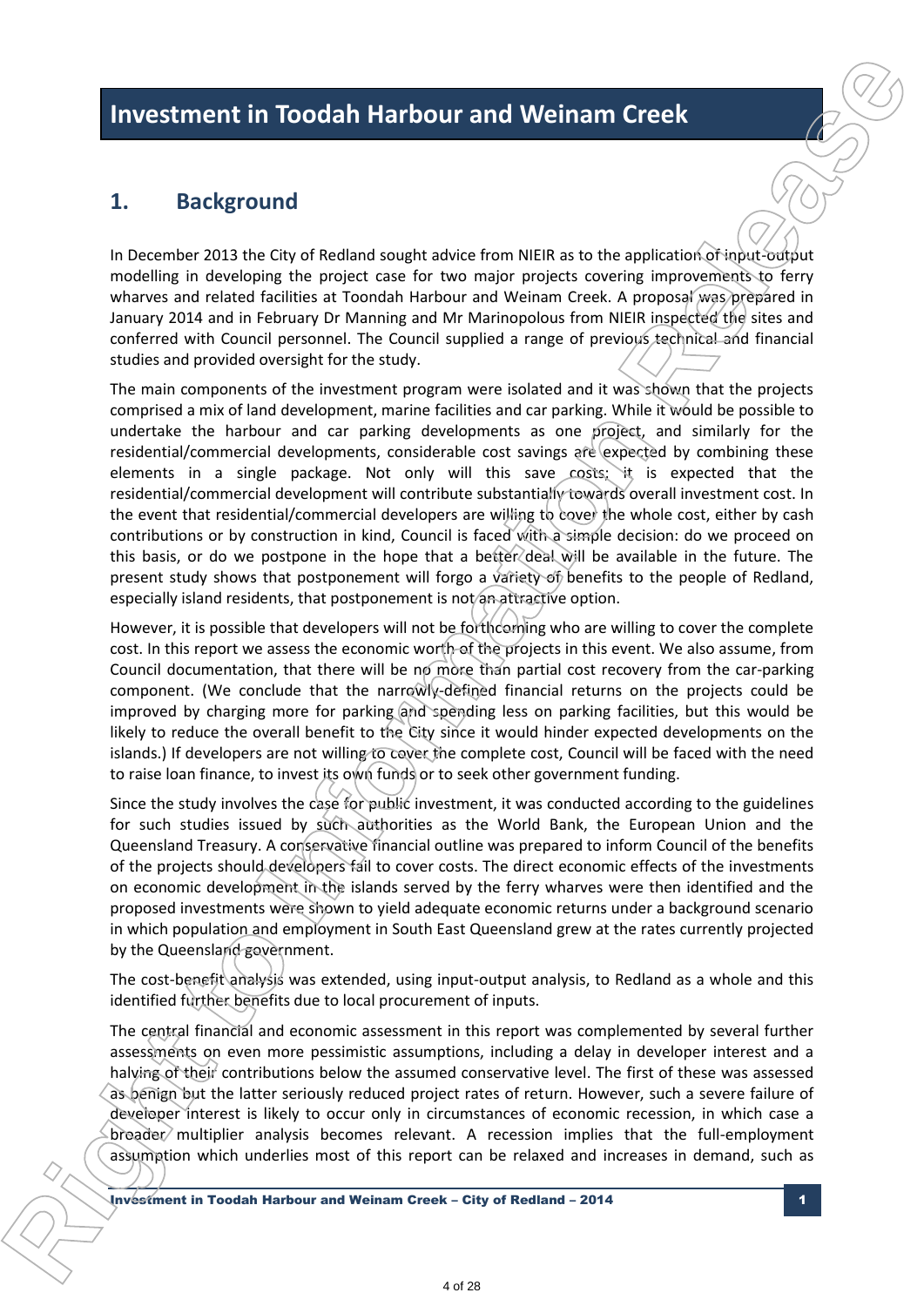# Investment in Toodah Harbour and Weinam Creek

## 1. Background

In December 2013 the City of Redland sought advice from NIEIR as to the application of input-output modelling in developing the project case for two major projects covering improvements to ferry wharves and related facilities at Toondah Harbour and Weinam Creek. A proposal was prepared in January 2014 and in February Dr Manning and Mr Marinopolous from NIEIR inspected the sites and conferred with Council personnel. The Council supplied a range of previous technical and financial studies and provided oversight for the study.

The main components of the investment program were isolated and it was shown that the projects comprised a mix of land development, marine facilities and car parking. While it would be possible to undertake the harbour and car parking developments as one project, and similarly for the residential/commercial developments, considerable cost savings are expected by combining these elements in a single package. Not only will this save costs; it is expected that the residential/commercial development will contribute substantially towards overall investment cost. In the event that residential/commercial developers are willing to cover the whole cost, either by cash contributions or by construction in kind, Council is faced with a simple decision: do we proceed on this basis, or do we postpone in the hope that a better deal will be available in the future. The present study shows that postponement will forgo a variety of benefits to the people of Redland, especially island residents, that postponement is not an attractive option.

However, it is possible that developers will not be forthcoming who are willing to cover the complete cost. In this report we assess the economic worth of the projects in this event. We also assume, from Council documentation, that there will be no more than partial cost recovery from the car-parking component. (We conclude that the narrowly-defined financial returns on the projects could be improved by charging more for parking and spending less on parking facilities, but this would be likely to reduce the overall benefit to the City since it would hinder expected developments on the islands.) If developers are not willing to cover the complete cost, Council will be faced with the need to raise loan finance, to invest its own funds or to seek other government funding.

Since the study involves the case for public investment, it was conducted according to the guidelines for such studies issued by such authorities as the World Bank, the European Union and the Queensland Treasury. A conservative financial outline was prepared to inform Council of the benefits of the projects should developers fail to cover costs. The direct economic effects of the investments on economic development in the islands served by the ferry wharves were then identified and the proposed investments were shown to yield adequate economic returns under a background scenario in which population and employment in South East Queensland grew at the rates currently projected by the Queensland government.

The cost-benefit analysis was extended, using input-output analysis, to Redland as a whole and this identified further benefits due to local procurement of inputs.

The central financial and economic assessment in this report was complemented by several further assessments on even more pessimistic assumptions, including a delay in developer interest and a halving of their contributions below the assumed conservative level. The first of these was assessed as benign but the latter seriously reduced project rates of return. However, such a severe failure of developer interest is likely to occur only in circumstances of economic recession, in which case a broader multiplier analysis becomes relevant. A recession implies that the full-employment assumption which underlies most of this report can be relaxed and increases in demand, such as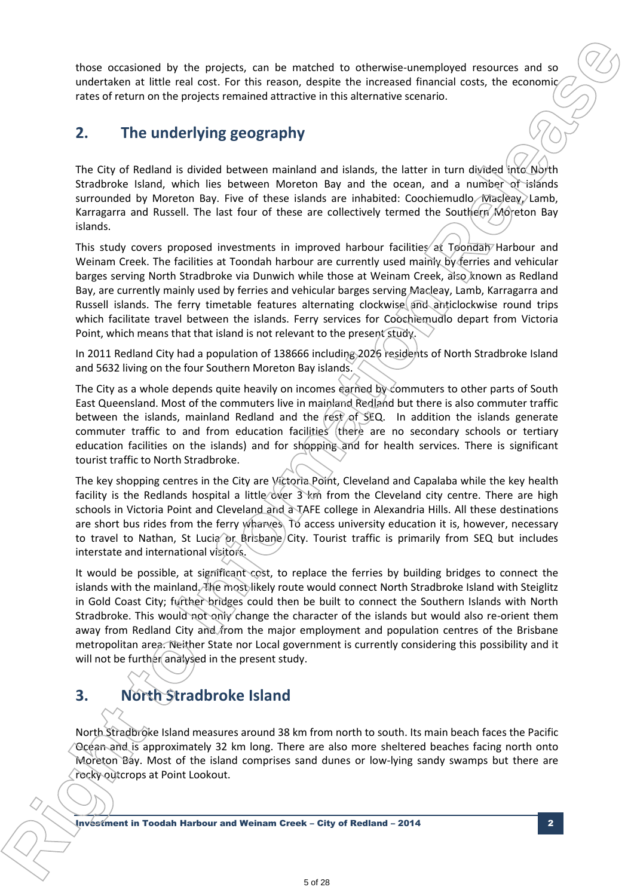those occasioned by the projects, can be matched to otherwise-unemployed resources and so undertaken at little real cost. For this reason, despite the increased financial costs, the economic rates of return on the projects remained attractive in this alternative scenario.

## 2. The underlying geography

The City of Redland is divided between mainland and islands, the latter in turn divided into North Stradbroke Island, which lies between Moreton Bay and the ocean, and a number of islands surrounded by Moreton Bay. Five of these islands are inhabited: Coochiemudlo, Macleay, Lamb, Karragarra and Russell. The last four of these are collectively termed the Southern Moreton Bay islands.

This study covers proposed investments in improved harbour facilities at Toondah Harbour and Weinam Creek. The facilities at Toondah harbour are currently used mainly by ferries and vehicular barges serving North Stradbroke via Dunwich while those at Weinam Creek, also known as Redland Bay, are currently mainly used by ferries and vehicular barges serving Macleay, Lamb, Karragarra and Russell islands. The ferry timetable features alternating clockwise and anticlockwise round trips which facilitate travel between the islands. Ferry services for Coochiemudlo depart from Victoria Point, which means that that island is not relevant to the present study.

In 2011 Redland City had a population of 138666 including 2026 residents of North Stradbroke Island and 5632 living on the four Southern Moreton Bay islands.

The City as a whole depends quite heavily on incomes earned by commuters to other parts of South East Queensland. Most of the commuters live in mainland Redland but there is also commuter traffic between the islands, mainland Redland and the rest of SEQ. In addition the islands generate commuter traffic to and from education facilities (there are no secondary schools or tertiary education facilities on the islands) and for shopping and for health services. There is significant tourist traffic to North Stradbroke.

The key shopping centres in the City are Victoria Point, Cleveland and Capalaba while the key health facility is the Redlands hospital a little over 3 km from the Cleveland city centre. There are high schools in Victoria Point and Cleveland and a TAFE college in Alexandria Hills. All these destinations are short bus rides from the ferry wharves. To access university education it is, however, necessary to travel to Nathan, St Lucia or Brisbane City. Tourist traffic is primarily from SEQ but includes interstate and international visitors.

It would be possible, at significant cost, to replace the ferries by building bridges to connect the islands with the mainland. The most likely route would connect North Stradbroke Island with Steiglitz in Gold Coast City; further bridges could then be built to connect the Southern Islands with North Stradbroke. This would not only change the character of the islands but would also re-orient them away from Redland City and from the major employment and population centres of the Brisbane metropolitan area. Neither State nor Local government is currently considering this possibility and it will not be further analysed in the present study.

## 3. North Stradbroke Island

North Stradbroke Island measures around 38 km from north to south. Its main beach faces the Pacific Ocean and is approximately 32 km long. There are also more sheltered beaches facing north onto Moreton Bay. Most of the island comprises sand dunes or low-lying sandy swamps but there are rocky outcrops at Point Lookout.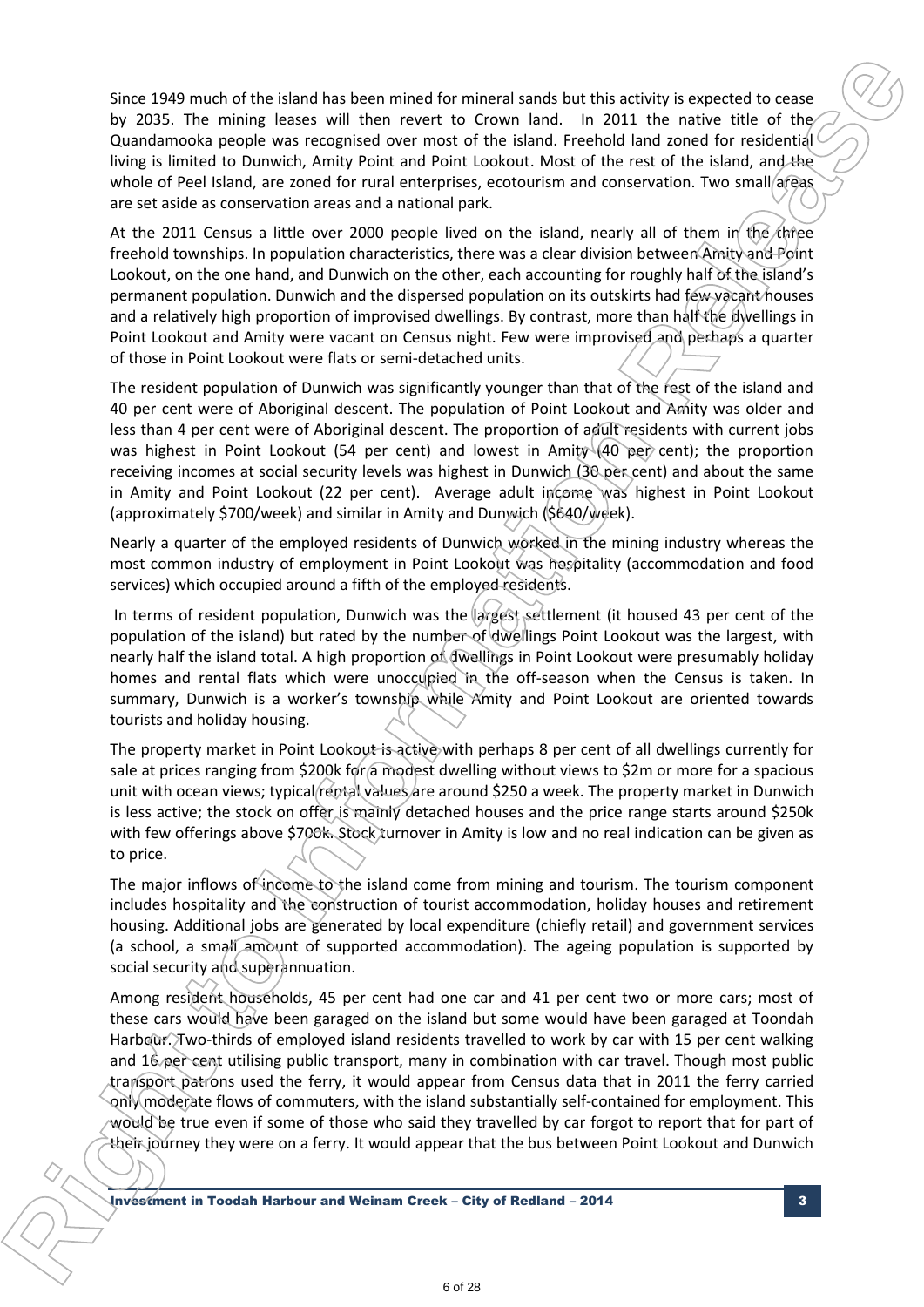Since 1949 much of the island has been mined for mineral sands but this activity is expected to cease by 2035. The mining leases will then revert to Crown land. In 2011 the native title of the Quandamooka people was recognised over most of the island. Freehold land zoned for residential living is limited to Dunwich, Amity Point and Point Lookout. Most of the rest of the island, and the whole of Peel Island, are zoned for rural enterprises, ecotourism and conservation. Two small areas are set aside as conservation areas and a national park.

At the 2011 Census a little over 2000 people lived on the island, nearly all of them in the three freehold townships. In population characteristics, there was a clear division between Amity and Point Lookout, on the one hand, and Dunwich on the other, each accounting for roughly half of the island's permanent population. Dunwich and the dispersed population on its outskirts had few vacant houses and a relatively high proportion of improvised dwellings. By contrast, more than half the dwellings in Point Lookout and Amity were vacant on Census night. Few were improvised and perhaps a quarter of those in Point Lookout were flats or semi-detached units.

The resident population of Dunwich was significantly younger than that of the rest of the island and 40 per cent were of Aboriginal descent. The population of Point Lookout and Amity was older and less than 4 per cent were of Aboriginal descent. The proportion of adult residents with current jobs was highest in Point Lookout (54 per cent) and lowest in Amity (40 per cent); the proportion receiving incomes at social security levels was highest in Dunwich (30 per cent) and about the same in Amity and Point Lookout (22 per cent). Average adult income was highest in Point Lookout (approximately $700/week) and similar in Amity and Dunwich ($640/week).

Nearly a quarter of the employed residents of Dunwich worked in the mining industry whereas the most common industry of employment in Point Lookout was hospitality (accommodation and food services) which occupied around a fifth of the employed residents.

In terms of resident population, Dunwich was the largest settlement (it housed 43 per cent of the population of the island) but rated by the number of dwellings Point Lookout was the largest, with nearly half the island total. A high proportion of dwellings in Point Lookout were presumably holiday homes and rental flats which were unoccupied in the off-season when the Census is taken. In summary, Dunwich is a worker's township while Amity and Point Lookout are oriented towards tourists and holiday housing.

The property market in Point Lookout is active with perhaps 8 per cent of all dwellings currently for sale at prices ranging from $200k for a modest dwelling without views to $2m or more for a spacious unit with ocean views; typical rental values are around $250 a week. The property market in Dunwich is less active; the stock on offer is mainly detached houses and the price range starts around $250k with few offerings above $700k. Stock turnover in Amity is low and no real indication can be given as to price.

The major inflows of income to the island come from mining and tourism. The tourism component includes hospitality and the construction of tourist accommodation, holiday houses and retirement housing. Additional jobs are generated by local expenditure (chiefly retail) and government services (a school, a small amount of supported accommodation). The ageing population is supported by social security and superannuation.

Among resident households, 45 per cent had one car and 41 per cent two or more cars; most of these cars would have been garaged on the island but some would have been garaged at Toondah Harbour. Two-thirds of employed island residents travelled to work by car with 15 per cent walking and 16 per cent utilising public transport, many in combination with car travel. Though most public transport patrons used the ferry, it would appear from Census data that in 2011 the ferry carried only moderate flows of commuters, with the island substantially self-contained for employment. This would be true even if some of those who said they travelled by car forgot to report that for part of their journey they were on a ferry. It would appear that the bus between Point Lookout and Dunwich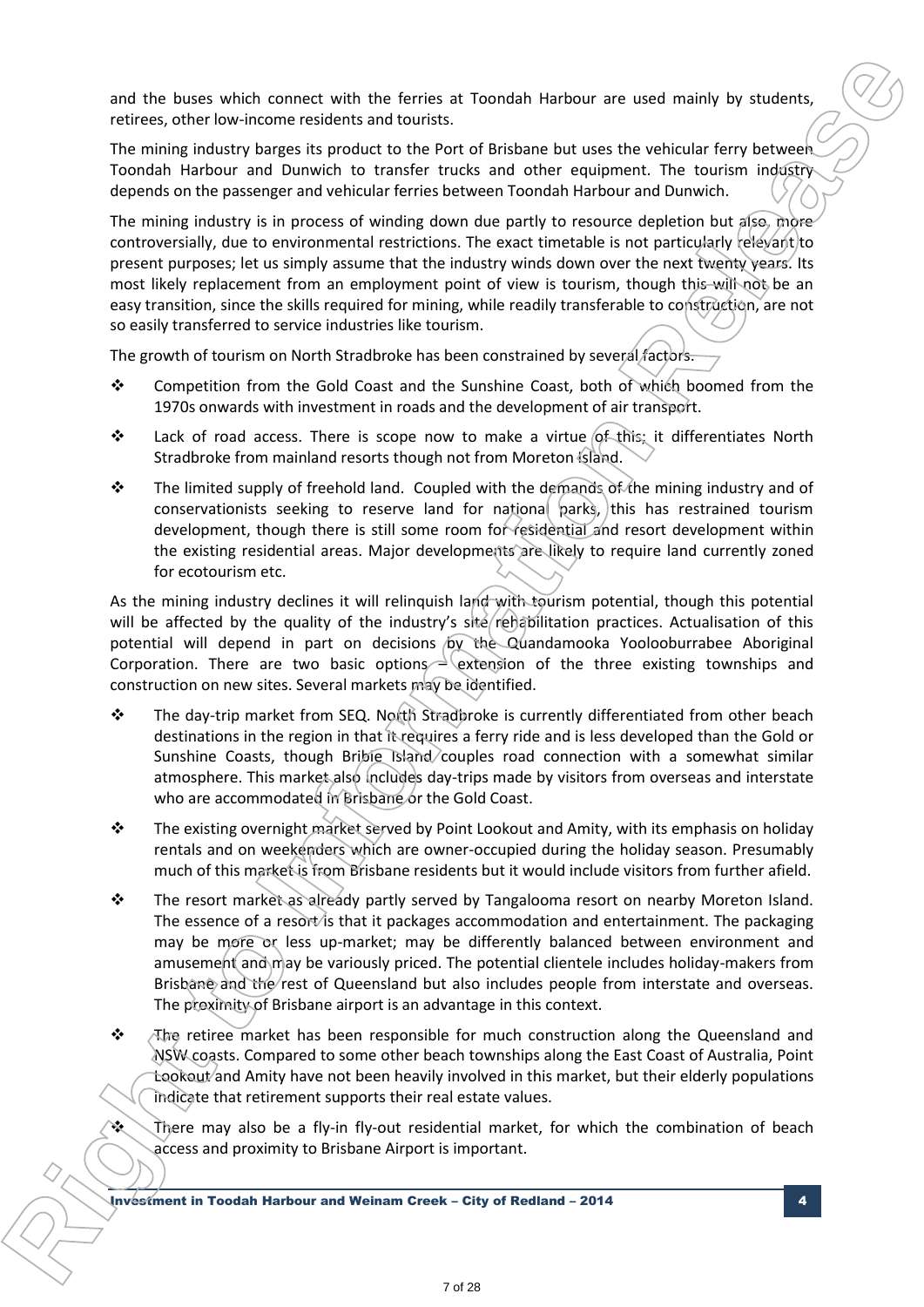and the buses which connect with the ferries at Toondah Harbour are used mainly by students, retirees, other low-income residents and tourists.

The mining industry barges its product to the Port of Brisbane but uses the vehicular ferry between Toondah Harbour and Dunwich to transfer trucks and other equipment. The tourism industry depends on the passenger and vehicular ferries between Toondah Harbour and Dunwich.

The mining industry is in process of winding down due partly to resource depletion but also, more controversially, due to environmental restrictions. The exact timetable is not particularly relevant to present purposes; let us simply assume that the industry winds down over the next twenty years. Its most likely replacement from an employment point of view is tourism, though this will not be an easy transition, since the skills required for mining, while readily transferable to construction, are not so easily transferred to service industries like tourism.

The growth of tourism on North Stradbroke has been constrained by several factors.

- Competition from the Gold Coast and the Sunshine Coast, both of which boomed from the 1970s onwards with investment in roads and the development of air transport.
- Lack of road access. There is scope now to make a virtue of this; it differentiates North Stradbroke from mainland resorts though not from Moreton Island.
- The limited supply of freehold land. Coupled with the demands of the mining industry and of conservationists seeking to reserve land for national parks, this has restrained tourism development, though there is still some room for residential and resort development within the existing residential areas. Major developments are likely to require land currently zoned for ecotourism etc.

As the mining industry declines it will relinquish land with tourism potential, though this potential will be affected by the quality of the industry's site rehabilitation practices. Actualisation of this potential will depend in part on decisions by the Quandamooka Yoolooburrabee Aboriginal Corporation. There are two basic options – extension of the three existing townships and construction on new sites. Several markets may be identified.

- The day-trip market from SEQ. North Stradbroke is currently differentiated from other beach destinations in the region in that it requires a ferry ride and is less developed than the Gold or Sunshine Coasts, though Bribie Island couples road connection with a somewhat similar atmosphere. This market also includes day-trips made by visitors from overseas and interstate who are accommodated in Brisbane or the Gold Coast.
- The existing overnight market served by Point Lookout and Amity, with its emphasis on holiday rentals and on weekenders which are owner-occupied during the holiday season. Presumably much of this market is from Brisbane residents but it would include visitors from further afield.
- The resort market as already partly served by Tangalooma resort on nearby Moreton Island. The essence of a resort is that it packages accommodation and entertainment. The packaging may be more or less up-market; may be differently balanced between environment and amusement and may be variously priced. The potential clientele includes holiday-makers from Brisbane and the rest of Queensland but also includes people from interstate and overseas. The proximity of Brisbane airport is an advantage in this context.
- The retiree market has been responsible for much construction along the Queensland and NSW coasts. Compared to some other beach townships along the East Coast of Australia, Point Lookout and Amity have not been heavily involved in this market, but their elderly populations indicate that retirement supports their real estate values.
- There may also be a fly-in fly-out residential market, for which the combination of beach access and proximity to Brisbane Airport is important.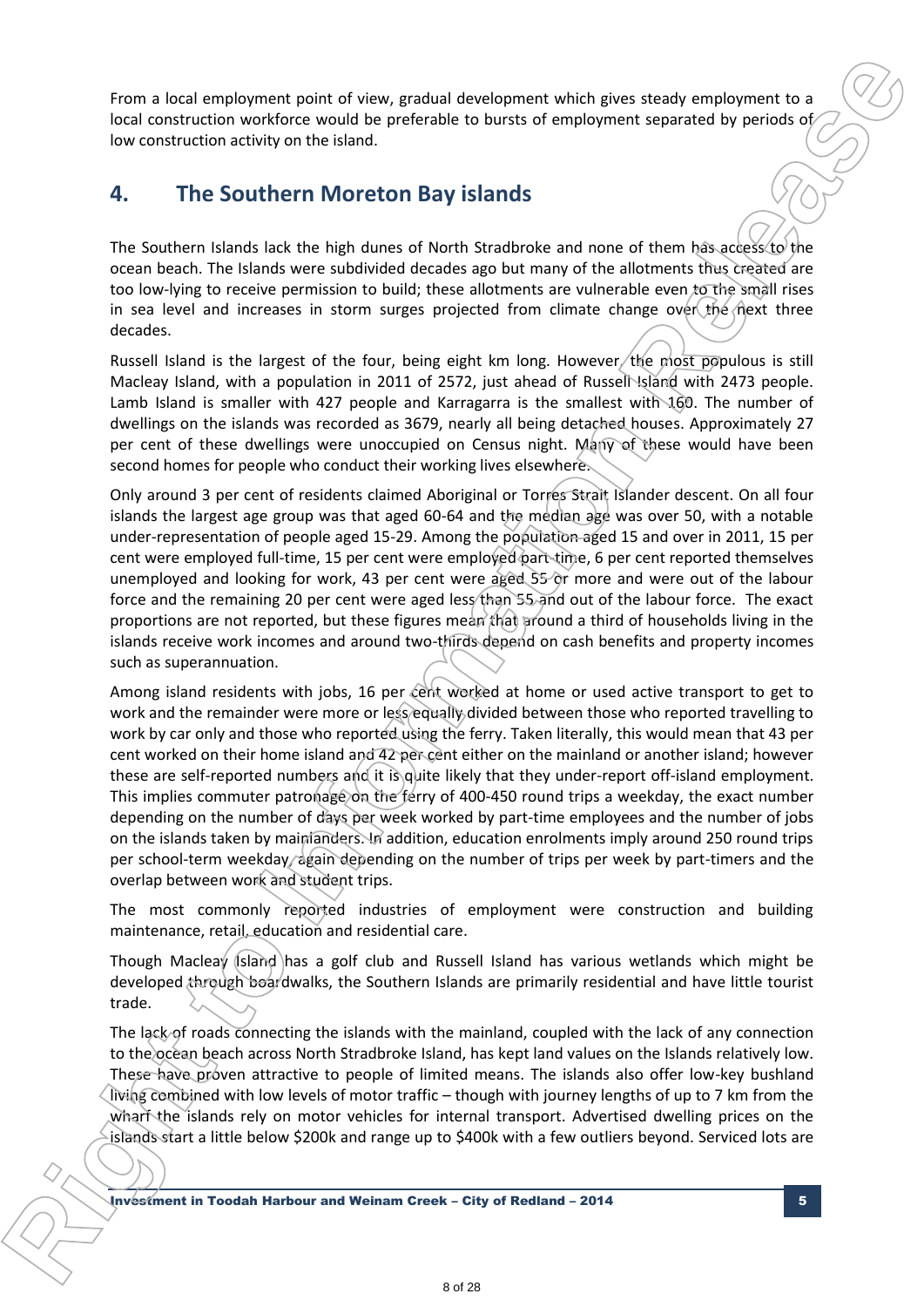From a local employment point of view, gradual development which gives steady employment to a local construction workforce would be preferable to bursts of employment separated by periods of low construction activity on the island.

## 4. The Southern Moreton Bay islands

The Southern Islands lack the high dunes of North Stradbroke and none of them has access to the ocean beach. The Islands were subdivided decades ago but many of the allotments thus created are too low-lying to receive permission to build; these allotments are vulnerable even to the small rises in sea level and increases in storm surges projected from climate change over the next three decades.

Russell Island is the largest of the four, being eight km long. However, the most populous is still Macleay Island, with a population in 2011 of 2572, just ahead of Russell Island with 2473 people. Lamb Island is smaller with 427 people and Karragarra is the smallest with 160. The number of dwellings on the islands was recorded as 3679, nearly all being detached houses. Approximately 27 per cent of these dwellings were unoccupied on Census night. Many of these would have been second homes for people who conduct their working lives elsewhere.

Only around 3 per cent of residents claimed Aboriginal or Torres Strait Islander descent. On all four islands the largest age group was that aged 60-64 and the median age was over 50, with a notable under-representation of people aged 15-29. Among the population aged 15 and over in 2011, 15 per cent were employed full-time, 15 per cent were employed part-time, 6 per cent reported themselves unemployed and looking for work, 43 per cent were aged 55 or more and were out of the labour force and the remaining 20 per cent were aged less than 55 and out of the labour force. The exact proportions are not reported, but these figures mean that around a third of households living in the islands receive work incomes and around two-thirds depend on cash benefits and property incomes such as superannuation.

Among island residents with jobs, 16 per cent worked at home or used active transport to get to work and the remainder were more or less equally divided between those who reported travelling to work by car only and those who reported using the ferry. Taken literally, this would mean that 43 per cent worked on their home island and 42 per cent either on the mainland or another island; however these are self-reported numbers and it is quite likely that they under-report off-island employment. This implies commuter patronage on the ferry of 400-450 round trips a weekday, the exact number depending on the number of days per week worked by part-time employees and the number of jobs on the islands taken by mainlanders. In addition, education enrolments imply around 250 round trips per school-term weekday, again depending on the number of trips per week by part-timers and the overlap between work and student trips.

The most commonly reported industries of employment were construction and building maintenance, retail, education and residential care.

Though Macleay Island has a golf club and Russell Island has various wetlands which might be developed through boardwalks, the Southern Islands are primarily residential and have little tourist trade.

The lack of roads connecting the islands with the mainland, coupled with the lack of any connection to the ocean beach across North Stradbroke Island, has kept land values on the Islands relatively low. These have proven attractive to people of limited means. The islands also offer low-key bushland living combined with low levels of motor traffic – though with journey lengths of up to 7 km from the wharf the islands rely on motor vehicles for internal transport. Advertised dwelling prices on the islands start a little below $200k and range up to $400k with a few outliers beyond. Serviced lots are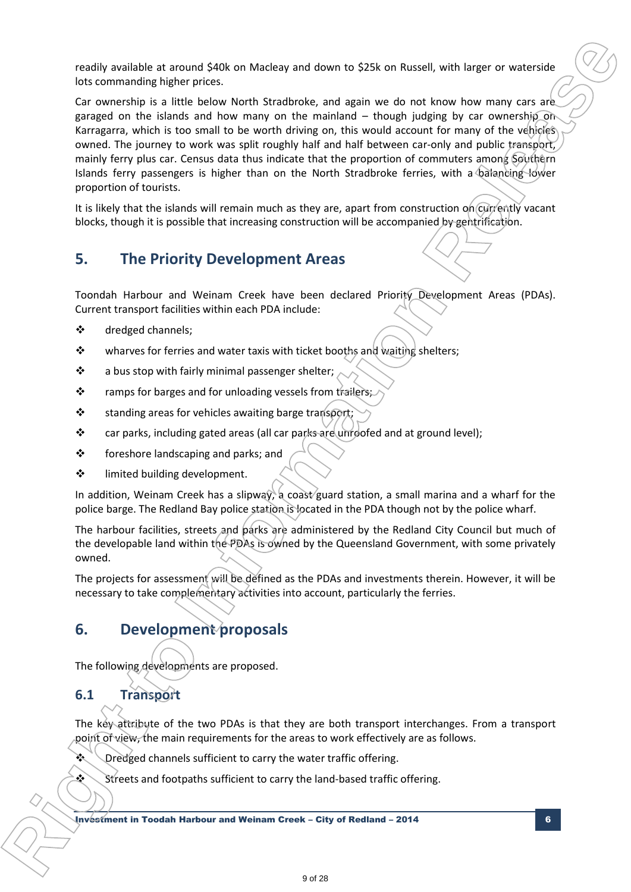readily available at around $40k on Macleay and down to $25k on Russell, with larger or waterside lots commanding higher prices.

Car ownership is a little below North Stradbroke, and again we do not know how many cars are garaged on the islands and how many on the mainland – though judging by car ownership on Karragarra, which is too small to be worth driving on, this would account for many of the vehicles owned. The journey to work was split roughly half and half between car-only and public transport, mainly ferry plus car. Census data thus indicate that the proportion of commuters among Southern Islands ferry passengers is higher than on the North Stradbroke ferries, with a balancing lower proportion of tourists.

It is likely that the islands will remain much as they are, apart from construction on currently vacant blocks, though it is possible that increasing construction will be accompanied by gentrification.

# 5. The Priority Development Areas

Toondah Harbour and Weinam Creek have been declared Priority Development Areas (PDAs). Current transport facilities within each PDA include:

- dredged channels;
- wharves for ferries and water taxis with ticket booths and waiting shelters;
- a bus stop with fairly minimal passenger shelter;
- ramps for barges and for unloading vessels from trailers;
- standing areas for vehicles awaiting barge transport;
- car parks, including gated areas (all car parks are unroofed and at ground level);
- foreshore landscaping and parks; and
- limited building development.

In addition, Weinam Creek has a slipway, a coast guard station, a small marina and a wharf for the police barge. The Redland Bay police station is located in the PDA though not by the police wharf.

The harbour facilities, streets and parks are administered by the Redland City Council but much of the developable land within the PDAs is owned by the Queensland Government, with some privately owned.

The projects for assessment will be defined as the PDAs and investments therein. However, it will be necessary to take complementary activities into account, particularly the ferries.

# 6. Development proposals

The following developments are proposed.

## 6.1 Transport

The key attribute of the two PDAs is that they are both transport interchanges. From a transport point of view, the main requirements for the areas to work effectively are as follows.

- Dredged channels sufficient to carry the water traffic offering.
- Streets and footpaths sufficient to carry the land-based traffic offering.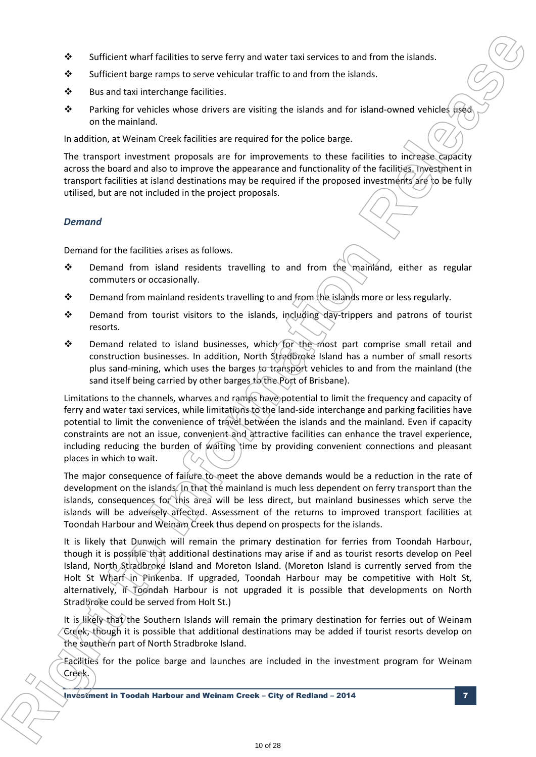- Sufficient wharf facilities to serve ferry and water taxi services to and from the islands.
- Sufficient barge ramps to serve vehicular traffic to and from the islands.
- Bus and taxi interchange facilities.
- Parking for vehicles whose drivers are visiting the islands and for island-owned vehicles used on the mainland.

In addition, at Weinam Creek facilities are required for the police barge.

The transport investment proposals are for improvements to these facilities to increase capacity across the board and also to improve the appearance and functionality of the facilities. Investment in transport facilities at island destinations may be required if the proposed investments are to be fully utilised, but are not included in the project proposals.

### *Demand*

Demand for the facilities arises as follows.

- Demand from island residents travelling to and from the mainland, either as regular commuters or occasionally.
- Demand from mainland residents travelling to and from the islands more or less regularly.
- Demand from tourist visitors to the islands, including day-trippers and patrons of tourist resorts.
- Demand related to island businesses, which for the most part comprise small retail and construction businesses. In addition, North Stradbroke Island has a number of small resorts plus sand-mining, which uses the barges to transport vehicles to and from the mainland (the sand itself being carried by other barges to the Port of Brisbane).

Limitations to the channels, wharves and ramps have potential to limit the frequency and capacity of ferry and water taxi services, while limitations to the land-side interchange and parking facilities have potential to limit the convenience of travel between the islands and the mainland. Even if capacity constraints are not an issue, convenient and attractive facilities can enhance the travel experience, including reducing the burden of waiting time by providing convenient connections and pleasant places in which to wait.

The major consequence of failure to meet the above demands would be a reduction in the rate of development on the islands. In that the mainland is much less dependent on ferry transport than the islands, consequences for this area will be less direct, but mainland businesses which serve the islands will be adversely affected. Assessment of the returns to improved transport facilities at Toondah Harbour and Weinam Creek thus depend on prospects for the islands.

It is likely that Dunwich will remain the primary destination for ferries from Toondah Harbour, though it is possible that additional destinations may arise if and as tourist resorts develop on Peel Island, North Stradbroke Island and Moreton Island. (Moreton Island is currently served from the Holt St Wharf in Pinkenba. If upgraded, Toondah Harbour may be competitive with Holt St, alternatively, if Toondah Harbour is not upgraded it is possible that developments on North Stradbroke could be served from Holt St.)

It is likely that the Southern Islands will remain the primary destination for ferries out of Weinam Creek, though it is possible that additional destinations may be added if tourist resorts develop on the southern part of North Stradbroke Island.

Facilities for the police barge and launches are included in the investment program for Weinam Creek.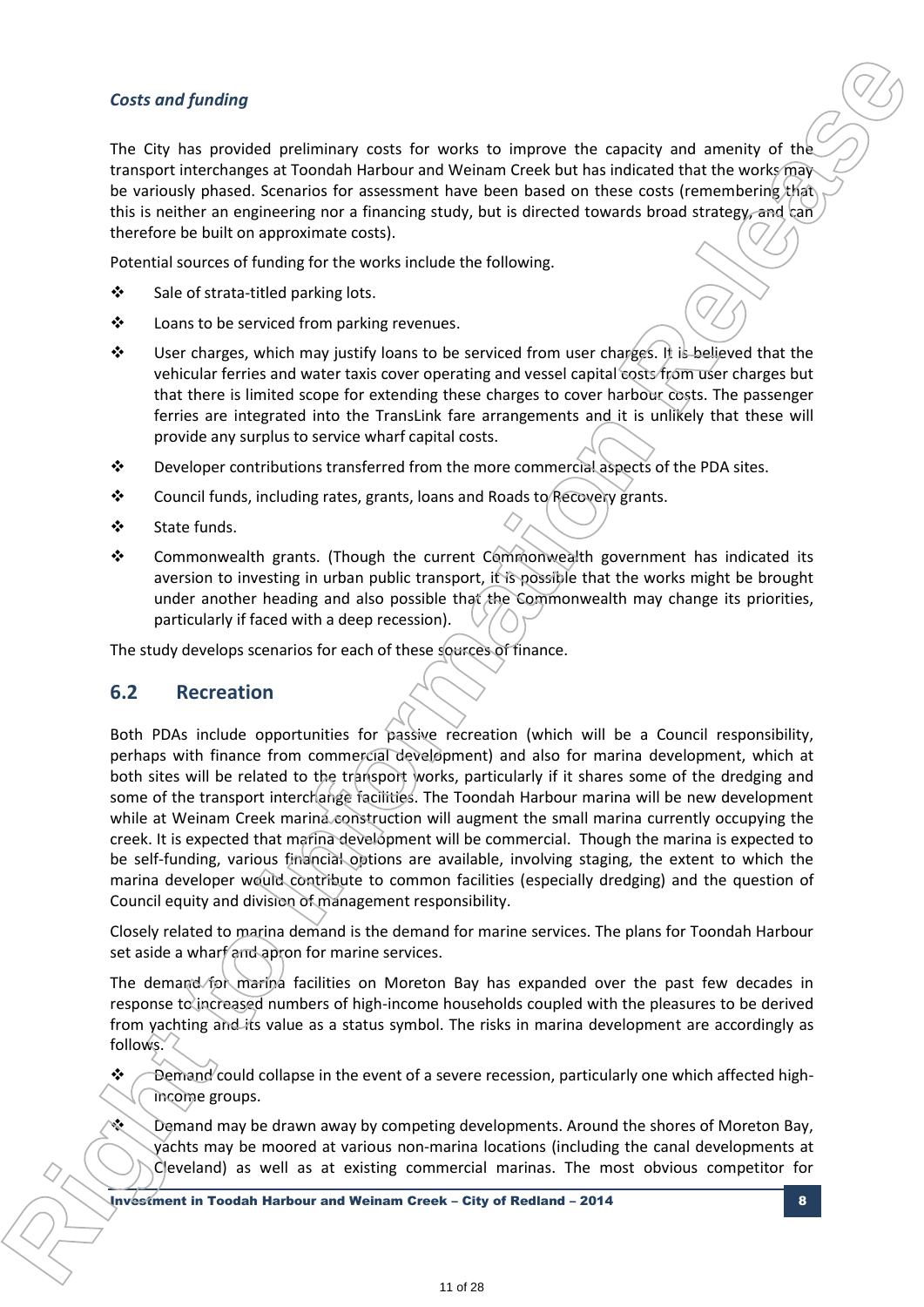*Costs and funding*

The City has provided preliminary costs for works to improve the capacity and amenity of the transport interchanges at Toondah Harbour and Weinam Creek but has indicated that the works may be variously phased. Scenarios for assessment have been based on these costs (remembering that this is neither an engineering nor a financing study, but is directed towards broad strategy, and can therefore be built on approximate costs).

Potential sources of funding for the works include the following.

- Sale of strata-titled parking lots.
- Loans to be serviced from parking revenues.
- User charges, which may justify loans to be serviced from user charges. It is believed that the vehicular ferries and water taxis cover operating and vessel capital costs from user charges but that there is limited scope for extending these charges to cover harbour costs. The passenger ferries are integrated into the TransLink fare arrangements and it is unlikely that these will provide any surplus to service wharf capital costs.
- Developer contributions transferred from the more commercial aspects of the PDA sites.
- Council funds, including rates, grants, loans and Roads to Recovery grants.
- State funds.
- Commonwealth grants. (Though the current Commonwealth government has indicated its aversion to investing in urban public transport, it is possible that the works might be brought under another heading and also possible that the Commonwealth may change its priorities, particularly if faced with a deep recession).

The study develops scenarios for each of these sources of finance.

## 6.2 Recreation

Both PDAs include opportunities for passive recreation (which will be a Council responsibility, perhaps with finance from commercial development) and also for marina development, which at both sites will be related to the transport works, particularly if it shares some of the dredging and some of the transport interchange facilities. The Toondah Harbour marina will be new development while at Weinam Creek marina construction will augment the small marina currently occupying the creek. It is expected that marina development will be commercial. Though the marina is expected to be self-funding, various financial options are available, involving staging, the extent to which the marina developer would contribute to common facilities (especially dredging) and the question of Council equity and division of management responsibility.

Closely related to marina demand is the demand for marine services. The plans for Toondah Harbour set aside a wharf and apron for marine services.

The demand for marina facilities on Moreton Bay has expanded over the past few decades in response to increased numbers of high-income households coupled with the pleasures to be derived from yachting and its value as a status symbol. The risks in marina development are accordingly as follows.

- Demand could collapse in the event of a severe recession, particularly one which affected high-income groups.
- Demand may be drawn away by competing developments. Around the shores of Moreton Bay, yachts may be moored at various non-marina locations (including the canal developments at Cleveland) as well as at existing commercial marinas. The most obvious competitor for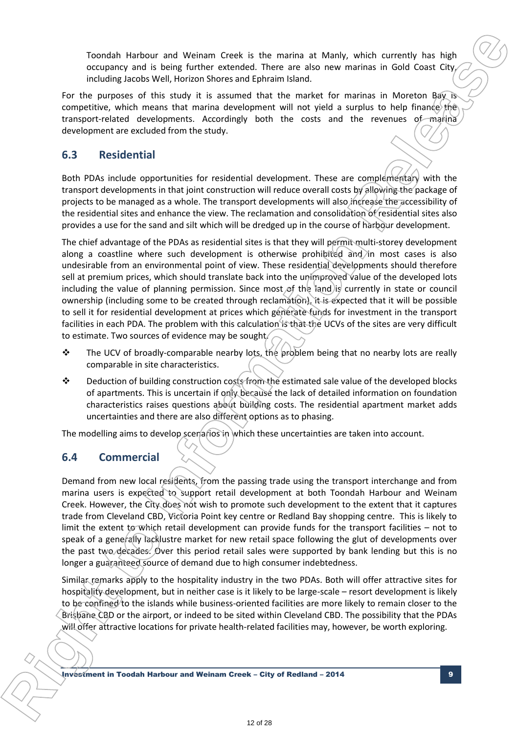Toondah Harbour and Weinam Creek is the marina at Manly, which currently has high occupancy and is being further extended. There are also new marinas in Gold Coast City, including Jacobs Well, Horizon Shores and Ephraim Island.

For the purposes of this study it is assumed that the market for marinas in Moreton Bay is competitive, which means that marina development will not yield a surplus to help finance the transport-related developments. Accordingly both the costs and the revenues of marina development are excluded from the study.

## 6.3 Residential

Both PDAs include opportunities for residential development. These are complementary with the transport developments in that joint construction will reduce overall costs by allowing the package of projects to be managed as a whole. The transport developments will also increase the accessibility of the residential sites and enhance the view. The reclamation and consolidation of residential sites also provides a use for the sand and silt which will be dredged up in the course of harbour development.

The chief advantage of the PDAs as residential sites is that they will permit multi-storey development along a coastline where such development is otherwise prohibited and in most cases is also undesirable from an environmental point of view. These residential developments should therefore sell at premium prices, which should translate back into the unimproved value of the developed lots including the value of planning permission. Since most of the land is currently in state or council ownership (including some to be created through reclamation), it is expected that it will be possible to sell it for residential development at prices which generate funds for investment in the transport facilities in each PDA. The problem with this calculation is that the UCVs of the sites are very difficult to estimate. Two sources of evidence may be sought.

- The UCV of broadly-comparable nearby lots, the problem being that no nearby lots are really comparable in site characteristics.
- Deduction of building construction costs from the estimated sale value of the developed blocks of apartments. This is uncertain if only because the lack of detailed information on foundation characteristics raises questions about building costs. The residential apartment market adds uncertainties and there are also different options as to phasing.

The modelling aims to develop scenarios in which these uncertainties are taken into account.

## 6.4 Commercial

Demand from new local residents, from the passing trade using the transport interchange and from marina users is expected to support retail development at both Toondah Harbour and Weinam Creek. However, the City does not wish to promote such development to the extent that it captures trade from Cleveland CBD, Victoria Point key centre or Redland Bay shopping centre. This is likely to limit the extent to which retail development can provide funds for the transport facilities – not to speak of a generally lacklustre market for new retail space following the glut of developments over the past two decades. Over this period retail sales were supported by bank lending but this is no longer a guaranteed source of demand due to high consumer indebtedness.

Similar remarks apply to the hospitality industry in the two PDAs. Both will offer attractive sites for hospitality development, but in neither case is it likely to be large-scale – resort development is likely to be confined to the islands while business-oriented facilities are more likely to remain closer to the Brisbane CBD or the airport, or indeed to be sited within Cleveland CBD. The possibility that the PDAs will offer attractive locations for private health-related facilities may, however, be worth exploring.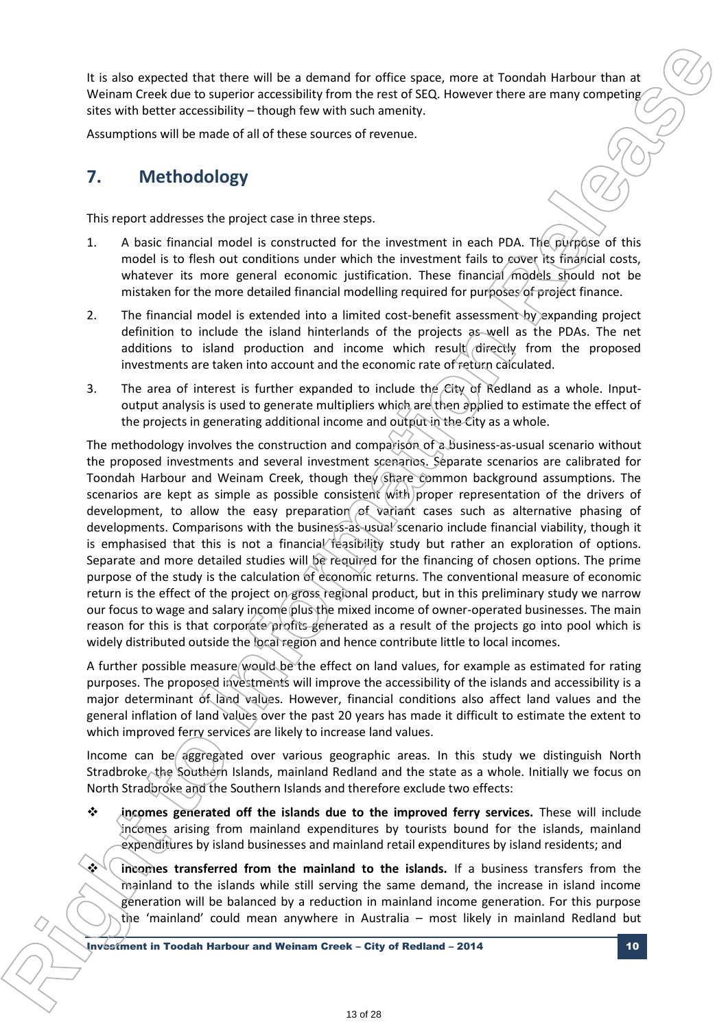It is also expected that there will be a demand for office space, more at Toondah Harbour than at Weinam Creek due to superior accessibility from the rest of SEQ. However there are many competing sites with better accessibility – though few with such amenity.

Assumptions will be made of all of these sources of revenue.

## 7. Methodology

This report addresses the project case in three steps.

1. A basic financial model is constructed for the investment in each PDA. The purpose of this model is to flesh out conditions under which the investment fails to cover its financial costs, whatever its more general economic justification. These financial models should not be mistaken for the more detailed financial modelling required for purposes of project finance.
2. The financial model is extended into a limited cost-benefit assessment by expanding project definition to include the island hinterlands of the projects as well as the PDAs. The net additions to island production and income which result directly from the proposed investments are taken into account and the economic rate of return calculated.
3. The area of interest is further expanded to include the City of Redland as a whole. Input-output analysis is used to generate multipliers which are then applied to estimate the effect of the projects in generating additional income and output in the City as a whole.

The methodology involves the construction and comparison of a business-as-usual scenario without the proposed investments and several investment scenarios. Separate scenarios are calibrated for Toondah Harbour and Weinam Creek, though they share common background assumptions. The scenarios are kept as simple as possible consistent with proper representation of the drivers of development, to allow the easy preparation of variant cases such as alternative phasing of developments. Comparisons with the business-as-usual scenario include financial viability, though it is emphasised that this is not a financial feasibility study but rather an exploration of options. Separate and more detailed studies will be required for the financing of chosen options. The prime purpose of the study is the calculation of economic returns. The conventional measure of economic return is the effect of the project on gross regional product, but in this preliminary study we narrow our focus to wage and salary income plus the mixed income of owner-operated businesses. The main reason for this is that corporate profits generated as a result of the projects go into pool which is widely distributed outside the local region and hence contribute little to local incomes.

A further possible measure would be the effect on land values, for example as estimated for rating purposes. The proposed investments will improve the accessibility of the islands and accessibility is a major determinant of land values. However, financial conditions also affect land values and the general inflation of land values over the past 20 years has made it difficult to estimate the extent to which improved ferry services are likely to increase land values.

Income can be aggregated over various geographic areas. In this study we distinguish North Stradbroke, the Southern Islands, mainland Redland and the state as a whole. Initially we focus on North Stradbroke and the Southern Islands and therefore exclude two effects:

- **incomes generated off the islands due to the improved ferry services.** These will include incomes arising from mainland expenditures by tourists bound for the islands, mainland expenditures by island businesses and mainland retail expenditures by island residents; and
- **incomes transferred from the mainland to the islands.** If a business transfers from the mainland to the islands while still serving the same demand, the increase in island income generation will be balanced by a reduction in mainland income generation. For this purpose the 'mainland' could mean anywhere in Australia – most likely in mainland Redland but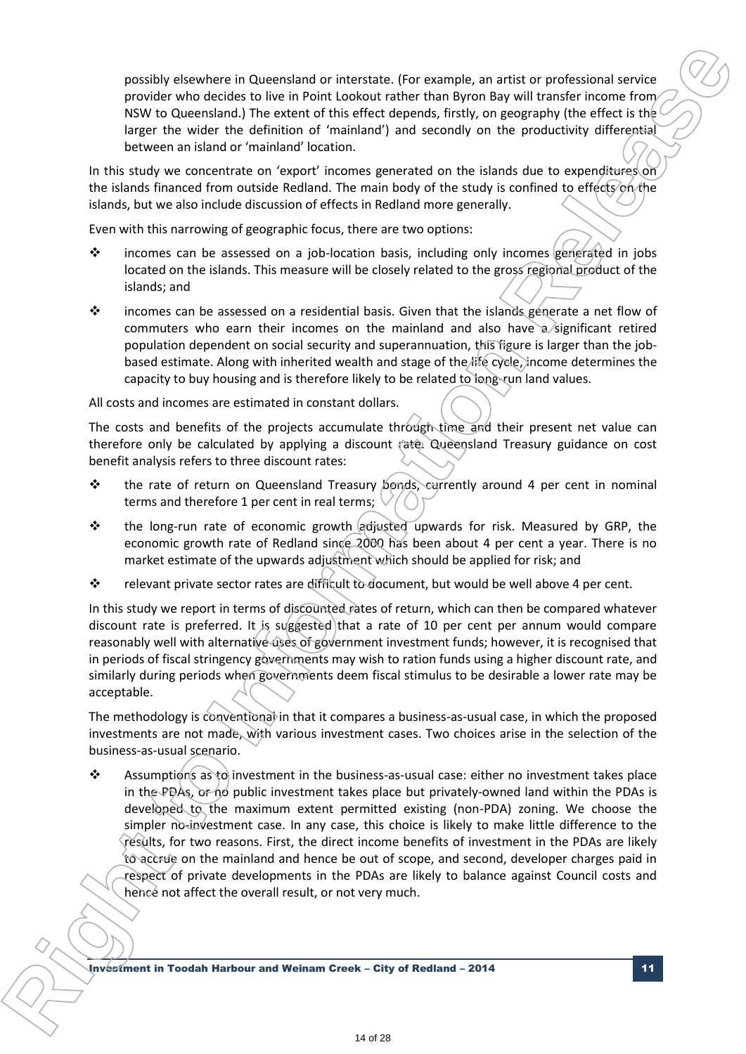possibly elsewhere in Queensland or interstate. (For example, an artist or professional service provider who decides to live in Point Lookout rather than Byron Bay will transfer income from NSW to Queensland.) The extent of this effect depends, firstly, on geography (the effect is the larger the wider the definition of 'mainland') and secondly on the productivity differential between an island or 'mainland' location.

In this study we concentrate on 'export' incomes generated on the islands due to expenditures on the islands financed from outside Redland. The main body of the study is confined to effects on the islands, but we also include discussion of effects in Redland more generally.

Even with this narrowing of geographic focus, there are two options:

- incomes can be assessed on a job-location basis, including only incomes generated in jobs located on the islands. This measure will be closely related to the gross regional product of the islands; and
- incomes can be assessed on a residential basis. Given that the islands generate a net flow of commuters who earn their incomes on the mainland and also have a significant retired population dependent on social security and superannuation, this figure is larger than the job-based estimate. Along with inherited wealth and stage of the life cycle, income determines the capacity to buy housing and is therefore likely to be related to long-run land values.

All costs and incomes are estimated in constant dollars.

The costs and benefits of the projects accumulate through time and their present net value can therefore only be calculated by applying a discount rate. Queensland Treasury guidance on cost benefit analysis refers to three discount rates:

- the rate of return on Queensland Treasury bonds, currently around 4 per cent in nominal terms and therefore 1 per cent in real terms;
- the long-run rate of economic growth adjusted upwards for risk. Measured by GRP, the economic growth rate of Redland since 2000 has been about 4 per cent a year. There is no market estimate of the upwards adjustment which should be applied for risk; and
- relevant private sector rates are difficult to document, but would be well above 4 per cent.

In this study we report in terms of discounted rates of return, which can then be compared whatever discount rate is preferred. It is suggested that a rate of 10 per cent per annum would compare reasonably well with alternative uses of government investment funds; however, it is recognised that in periods of fiscal stringency governments may wish to ration funds using a higher discount rate, and similarly during periods when governments deem fiscal stimulus to be desirable a lower rate may be acceptable.

The methodology is conventional in that it compares a business-as-usual case, in which the proposed investments are not made, with various investment cases. Two choices arise in the selection of the business-as-usual scenario.

- Assumptions as to investment in the business-as-usual case: either no investment takes place in the PDAs, or no public investment takes place but privately-owned land within the PDAs is developed to the maximum extent permitted existing (non-PDA) zoning. We choose the simpler no-investment case. In any case, this choice is likely to make little difference to the results, for two reasons. First, the direct income benefits of investment in the PDAs are likely to accrue on the mainland and hence be out of scope, and second, developer charges paid in respect of private developments in the PDAs are likely to balance against Council costs and hence not affect the overall result, or not very much.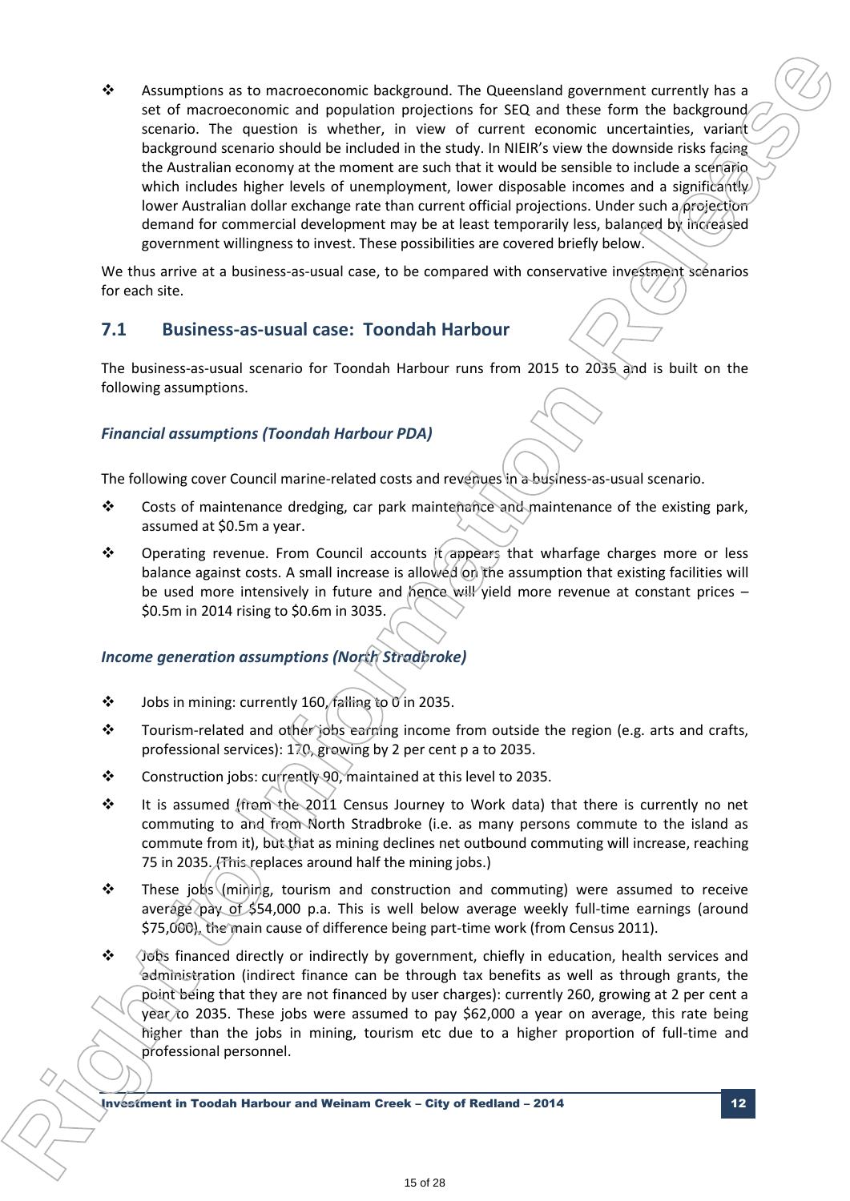- Assumptions as to macroeconomic background. The Queensland government currently has a set of macroeconomic and population projections for SEQ and these form the background scenario. The question is whether, in view of current economic uncertainties, variant background scenario should be included in the study. In NIEIR's view the downside risks facing the Australian economy at the moment are such that it would be sensible to include a scenario which includes higher levels of unemployment, lower disposable incomes and a significantly lower Australian dollar exchange rate than current official projections. Under such a projection demand for commercial development may be at least temporarily less, balanced by increased government willingness to invest. These possibilities are covered briefly below.

We thus arrive at a business-as-usual case, to be compared with conservative investment scenarios for each site.

## 7.1 Business-as-usual case: Toondah Harbour

The business-as-usual scenario for Toondah Harbour runs from 2015 to 2035 and is built on the following assumptions.

### *Financial assumptions (Toondah Harbour PDA)*

The following cover Council marine-related costs and revenues in a business-as-usual scenario.

- Costs of maintenance dredging, car park maintenance and maintenance of the existing park, assumed at $0.5m a year.
- Operating revenue. From Council accounts it appears that wharfage charges more or less balance against costs. A small increase is allowed on the assumption that existing facilities will be used more intensively in future and hence will yield more revenue at constant prices – $0.5m in 2014 rising to $0.6m in 3035.

### *Income generation assumptions (North Stradbroke)*

- Jobs in mining: currently 160, falling to 0 in 2035.
- Tourism-related and other jobs earning income from outside the region (e.g. arts and crafts, professional services): 170, growing by 2 per cent p a to 2035.
- Construction jobs: currently 90, maintained at this level to 2035.
- It is assumed (from the 2011 Census Journey to Work data) that there is currently no net commuting to and from North Stradbroke (i.e. as many persons commute to the island as commute from it), but that as mining declines net outbound commuting will increase, reaching 75 in 2035. (This replaces around half the mining jobs.)
- These jobs (mining, tourism and construction and commuting) were assumed to receive average pay of $54,000 p.a. This is well below average weekly full-time earnings (around $75,000), the main cause of difference being part-time work (from Census 2011).
- Jobs financed directly or indirectly by government, chiefly in education, health services and administration (indirect finance can be through tax benefits as well as through grants, the point being that they are not financed by user charges): currently 260, growing at 2 per cent a year to 2035. These jobs were assumed to pay $62,000 a year on average, this rate being higher than the jobs in mining, tourism etc due to a higher proportion of full-time and professional personnel.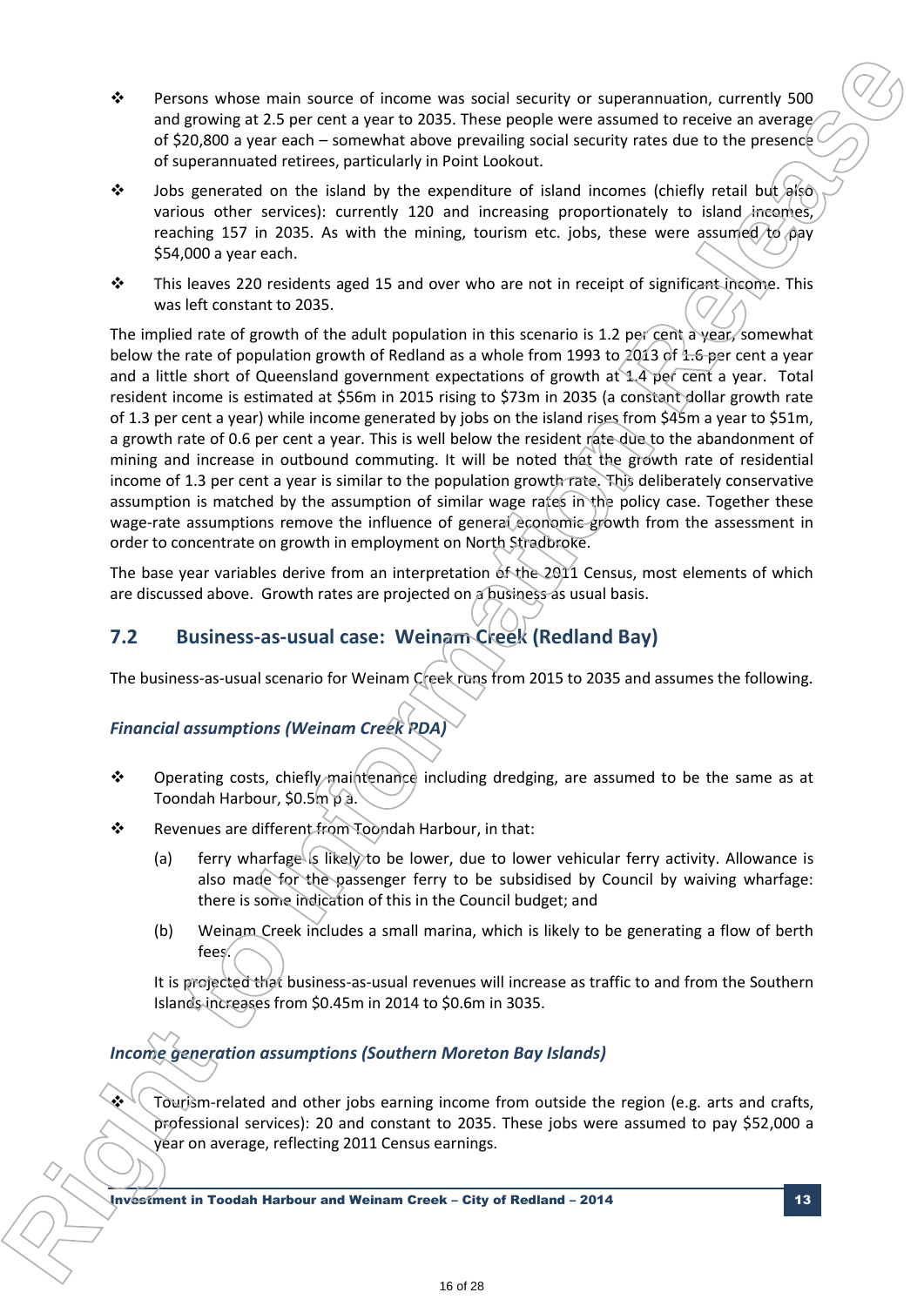- Persons whose main source of income was social security or superannuation, currently 500 and growing at 2.5 per cent a year to 2035. These people were assumed to receive an average of $20,800 a year each – somewhat above prevailing social security rates due to the presence of superannuated retirees, particularly in Point Lookout.
- Jobs generated on the island by the expenditure of island incomes (chiefly retail but also various other services): currently 120 and increasing proportionately to island incomes, reaching 157 in 2035. As with the mining, tourism etc. jobs, these were assumed to pay $54,000 a year each.
- This leaves 220 residents aged 15 and over who are not in receipt of significant income. This was left constant to 2035.

The implied rate of growth of the adult population in this scenario is 1.2 per cent a year, somewhat below the rate of population growth of Redland as a whole from 1993 to 2013 of 1.6 per cent a year and a little short of Queensland government expectations of growth at 1.4 per cent a year. Total resident income is estimated at $56m in 2015 rising to $73m in 2035 (a constant dollar growth rate of 1.3 per cent a year) while income generated by jobs on the island rises from $45m a year to $51m, a growth rate of 0.6 per cent a year. This is well below the resident rate due to the abandonment of mining and increase in outbound commuting. It will be noted that the growth rate of residential income of 1.3 per cent a year is similar to the population growth rate. This deliberately conservative assumption is matched by the assumption of similar wage rates in the policy case. Together these wage-rate assumptions remove the influence of general economic growth from the assessment in order to concentrate on growth in employment on North Stradbroke.

The base year variables derive from an interpretation of the 2011 Census, most elements of which are discussed above. Growth rates are projected on a business as usual basis.

## 7.2 Business-as-usual case: Weinam Creek (Redland Bay)

The business-as-usual scenario for Weinam Creek runs from 2015 to 2035 and assumes the following.

### *Financial assumptions (Weinam Creek PDA)*

- Operating costs, chiefly maintenance including dredging, are assumed to be the same as at Toondah Harbour, $0.5m p a.
- Revenues are different from Toondah Harbour, in that:
  - (a) ferry wharfage is likely to be lower, due to lower vehicular ferry activity. Allowance is also made for the passenger ferry to be subsidised by Council by waiving wharfage: there is some indication of this in the Council budget; and
  - (b) Weinam Creek includes a small marina, which is likely to be generating a flow of berth fees.

  It is projected that business-as-usual revenues will increase as traffic to and from the Southern Islands increases from $0.45m in 2014 to $0.6m in 3035.

### *Income generation assumptions (Southern Moreton Bay Islands)*

- Tourism-related and other jobs earning income from outside the region (e.g. arts and crafts, professional services): 20 and constant to 2035. These jobs were assumed to pay $52,000 a year on average, reflecting 2011 Census earnings.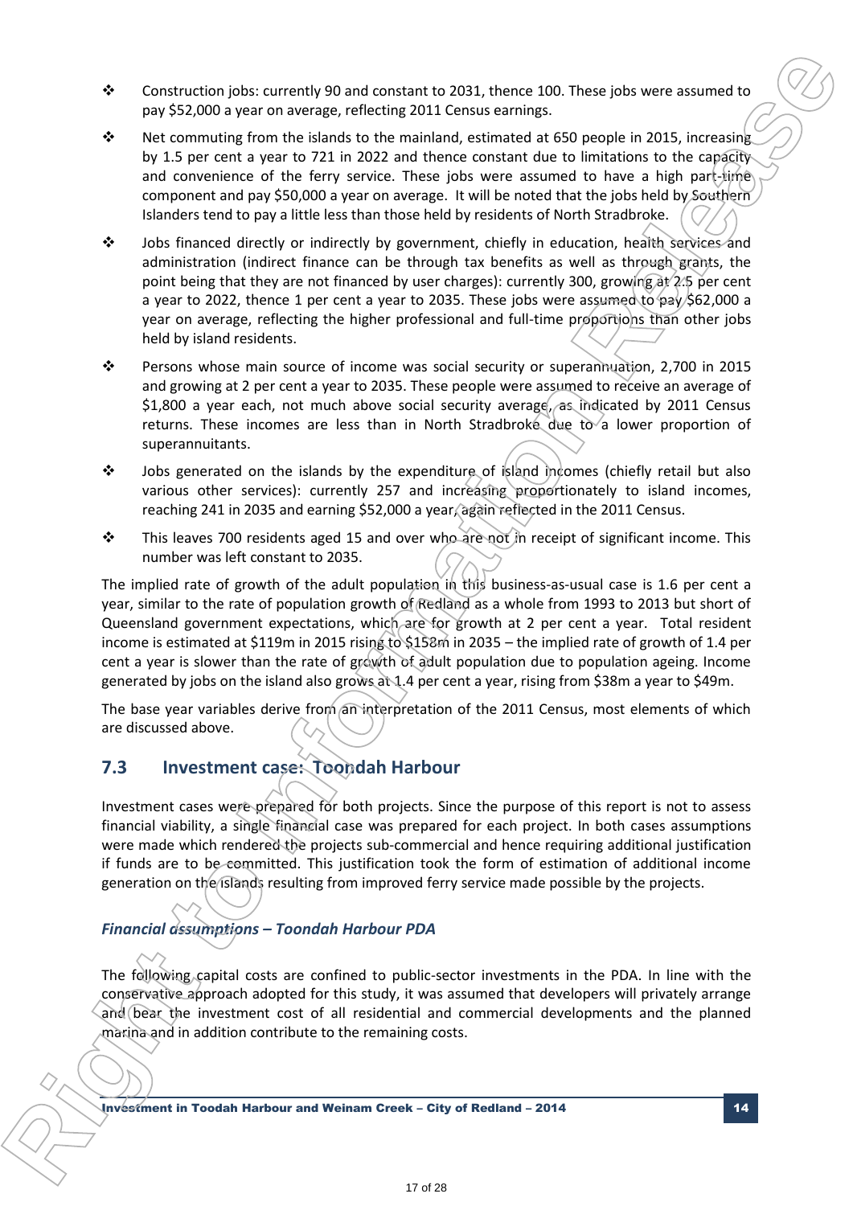- Construction jobs: currently 90 and constant to 2031, thence 100. These jobs were assumed to pay $52,000 a year on average, reflecting 2011 Census earnings.
- Net commuting from the islands to the mainland, estimated at 650 people in 2015, increasing by 1.5 per cent a year to 721 in 2022 and thence constant due to limitations to the capacity and convenience of the ferry service. These jobs were assumed to have a high part-time component and pay $50,000 a year on average. It will be noted that the jobs held by Southern Islanders tend to pay a little less than those held by residents of North Stradbroke.
- Jobs financed directly or indirectly by government, chiefly in education, health services and administration (indirect finance can be through tax benefits as well as through grants, the point being that they are not financed by user charges): currently 300, growing at 2.5 per cent a year to 2022, thence 1 per cent a year to 2035. These jobs were assumed to pay $62,000 a year on average, reflecting the higher professional and full-time proportions than other jobs held by island residents.
- Persons whose main source of income was social security or superannuation, 2,700 in 2015 and growing at 2 per cent a year to 2035. These people were assumed to receive an average of $1,800 a year each, not much above social security average, as indicated by 2011 Census returns. These incomes are less than in North Stradbroke due to a lower proportion of superannuitants.
- Jobs generated on the islands by the expenditure of island incomes (chiefly retail but also various other services): currently 257 and increasing proportionately to island incomes, reaching 241 in 2035 and earning $52,000 a year, again reflected in the 2011 Census.
- This leaves 700 residents aged 15 and over who are not in receipt of significant income. This number was left constant to 2035.

The implied rate of growth of the adult population in this business-as-usual case is 1.6 per cent a year, similar to the rate of population growth of Redland as a whole from 1993 to 2013 but short of Queensland government expectations, which are for growth at 2 per cent a year. Total resident income is estimated at $119m in 2015 rising to $158m in 2035 – the implied rate of growth of 1.4 per cent a year is slower than the rate of growth of adult population due to population ageing. Income generated by jobs on the island also grows at 1.4 per cent a year, rising from $38m a year to $49m.

The base year variables derive from an interpretation of the 2011 Census, most elements of which are discussed above.

## 7.3 Investment case: Toondah Harbour

Investment cases were prepared for both projects. Since the purpose of this report is not to assess financial viability, a single financial case was prepared for each project. In both cases assumptions were made which rendered the projects sub-commercial and hence requiring additional justification if funds are to be committed. This justification took the form of estimation of additional income generation on the islands resulting from improved ferry service made possible by the projects.

### *Financial assumptions – Toondah Harbour PDA*

The following capital costs are confined to public-sector investments in the PDA. In line with the conservative approach adopted for this study, it was assumed that developers will privately arrange and bear the investment cost of all residential and commercial developments and the planned marina and in addition contribute to the remaining costs.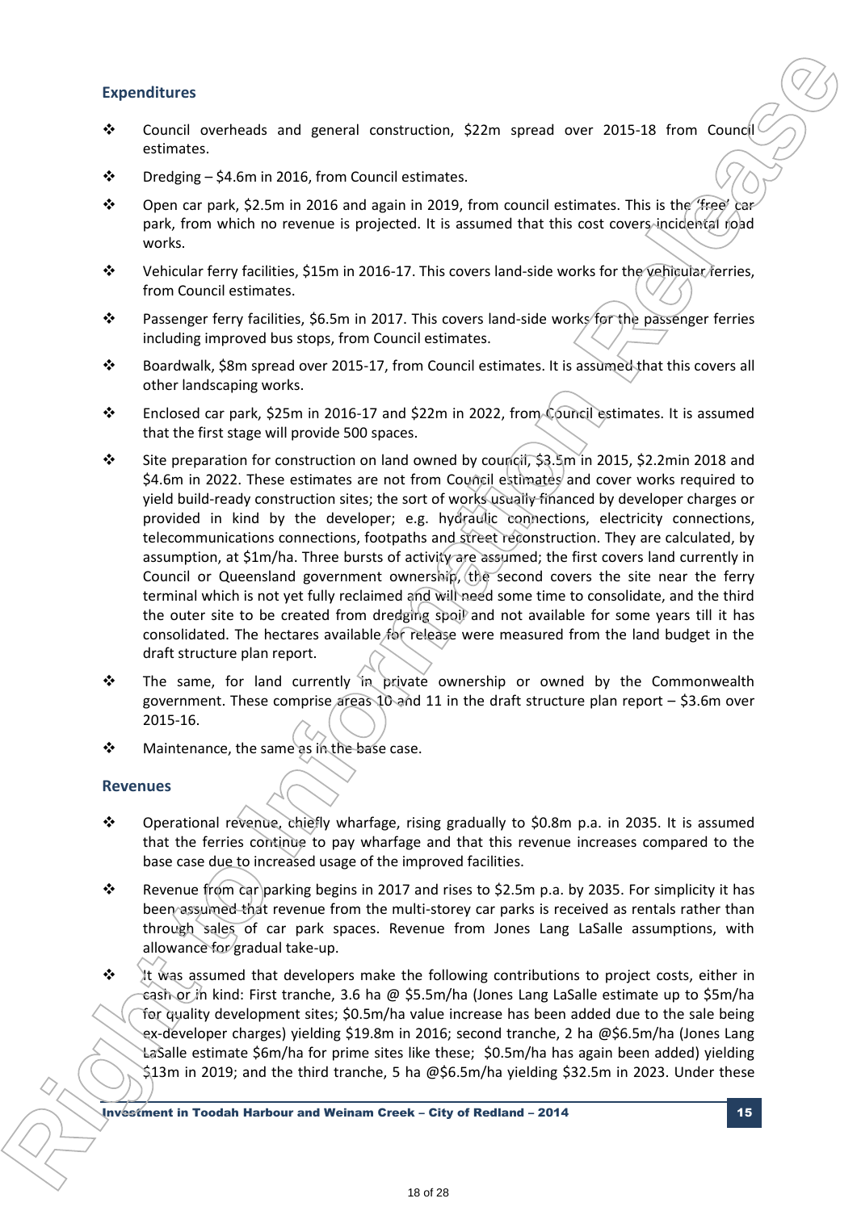## Expenditures

- Council overheads and general construction, $22m spread over 2015-18 from Council estimates.
- Dredging – $4.6m in 2016, from Council estimates.
- Open car park, $2.5m in 2016 and again in 2019, from council estimates. This is the 'free' car park, from which no revenue is projected. It is assumed that this cost covers incidental road works.
- Vehicular ferry facilities, $15m in 2016-17. This covers land-side works for the vehicular ferries, from Council estimates.
- Passenger ferry facilities, $6.5m in 2017. This covers land-side works for the passenger ferries including improved bus stops, from Council estimates.
- Boardwalk, $8m spread over 2015-17, from Council estimates. It is assumed that this covers all other landscaping works.
- Enclosed car park, $25m in 2016-17 and $22m in 2022, from Council estimates. It is assumed that the first stage will provide 500 spaces.
- Site preparation for construction on land owned by council, $3.5m in 2015, $2.2min 2018 and $4.6m in 2022. These estimates are not from Council estimates and cover works required to yield build-ready construction sites; the sort of works usually financed by developer charges or provided in kind by the developer; e.g. hydraulic connections, electricity connections, telecommunications connections, footpaths and street reconstruction. They are calculated, by assumption, at $1m/ha. Three bursts of activity are assumed; the first covers land currently in Council or Queensland government ownership, the second covers the site near the ferry terminal which is not yet fully reclaimed and will need some time to consolidate, and the third the outer site to be created from dredging spoil and not available for some years till it has consolidated. The hectares available for release were measured from the land budget in the draft structure plan report.
- The same, for land currently in private ownership or owned by the Commonwealth government. These comprise areas 10 and 11 in the draft structure plan report – $3.6m over 2015-16.
- Maintenance, the same as in the base case.

## Revenues

- Operational revenue, chiefly wharfage, rising gradually to $0.8m p.a. in 2035. It is assumed that the ferries continue to pay wharfage and that this revenue increases compared to the base case due to increased usage of the improved facilities.
- Revenue from car parking begins in 2017 and rises to $2.5m p.a. by 2035. For simplicity it has been assumed that revenue from the multi-storey car parks is received as rentals rather than through sales of car park spaces. Revenue from Jones Lang LaSalle assumptions, with allowance for gradual take-up.
- It was assumed that developers make the following contributions to project costs, either in cash or in kind: First tranche, 3.6 ha @ $5.5m/ha (Jones Lang LaSalle estimate up to $5m/ha for quality development sites; $0.5m/ha value increase has been added due to the sale being ex-developer charges) yielding $19.8m in 2016; second tranche, 2 ha @$6.5m/ha (Jones Lang LaSalle estimate $6m/ha for prime sites like these; $0.5m/ha has again been added) yielding $13m in 2019; and the third tranche, 5 ha @$6.5m/ha yielding $32.5m in 2023. Under these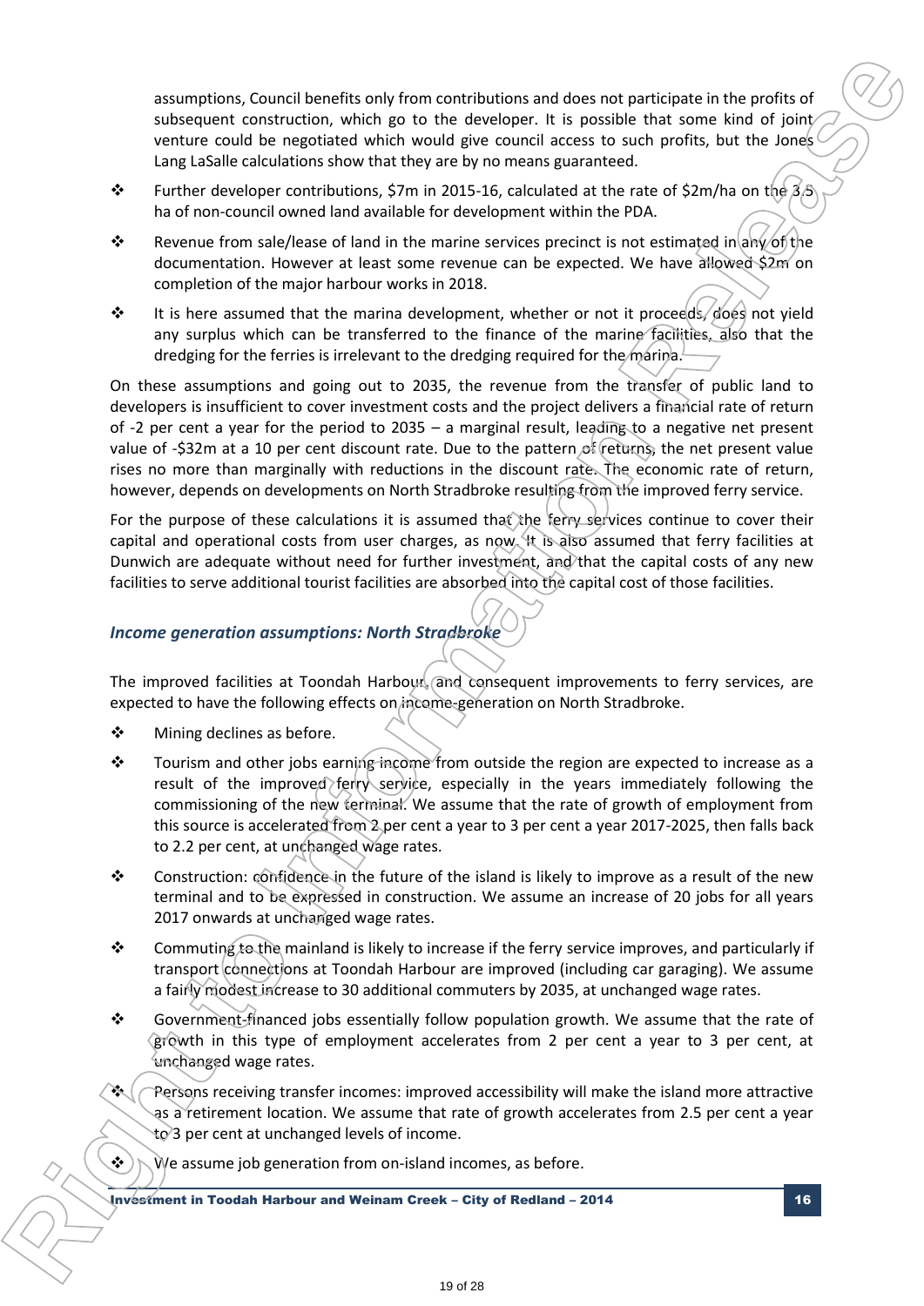assumptions, Council benefits only from contributions and does not participate in the profits of subsequent construction, which go to the developer. It is possible that some kind of joint venture could be negotiated which would give council access to such profits, but the Jones Lang LaSalle calculations show that they are by no means guaranteed.

- Further developer contributions, $7m in 2015-16, calculated at the rate of $2m/ha on the 3.5 ha of non-council owned land available for development within the PDA.
- Revenue from sale/lease of land in the marine services precinct is not estimated in any of the documentation. However at least some revenue can be expected. We have allowed $2m on completion of the major harbour works in 2018.
- It is here assumed that the marina development, whether or not it proceeds, does not yield any surplus which can be transferred to the finance of the marine facilities, also that the dredging for the ferries is irrelevant to the dredging required for the marina.

On these assumptions and going out to 2035, the revenue from the transfer of public land to developers is insufficient to cover investment costs and the project delivers a financial rate of return of -2 per cent a year for the period to 2035 – a marginal result, leading to a negative net present value of -$32m at a 10 per cent discount rate. Due to the pattern of returns, the net present value rises no more than marginally with reductions in the discount rate. The economic rate of return, however, depends on developments on North Stradbroke resulting from the improved ferry service.

For the purpose of these calculations it is assumed that the ferry services continue to cover their capital and operational costs from user charges, as now. It is also assumed that ferry facilities at Dunwich are adequate without need for further investment, and that the capital costs of any new facilities to serve additional tourist facilities are absorbed into the capital cost of those facilities.

### *Income generation assumptions: North Stradbroke*

The improved facilities at Toondah Harbour, and consequent improvements to ferry services, are expected to have the following effects on income-generation on North Stradbroke.

- Mining declines as before.
- Tourism and other jobs earning income from outside the region are expected to increase as a result of the improved ferry service, especially in the years immediately following the commissioning of the new terminal. We assume that the rate of growth of employment from this source is accelerated from 2 per cent a year to 3 per cent a year 2017-2025, then falls back to 2.2 per cent, at unchanged wage rates.
- Construction: confidence in the future of the island is likely to improve as a result of the new terminal and to be expressed in construction. We assume an increase of 20 jobs for all years 2017 onwards at unchanged wage rates.
- Commuting to the mainland is likely to increase if the ferry service improves, and particularly if transport connections at Toondah Harbour are improved (including car garaging). We assume a fairly modest increase to 30 additional commuters by 2035, at unchanged wage rates.
- Government-financed jobs essentially follow population growth. We assume that the rate of growth in this type of employment accelerates from 2 per cent a year to 3 per cent, at unchanged wage rates.
- Persons receiving transfer incomes: improved accessibility will make the island more attractive as a retirement location. We assume that rate of growth accelerates from 2.5 per cent a year to 3 per cent at unchanged levels of income.
- We assume job generation from on-island incomes, as before.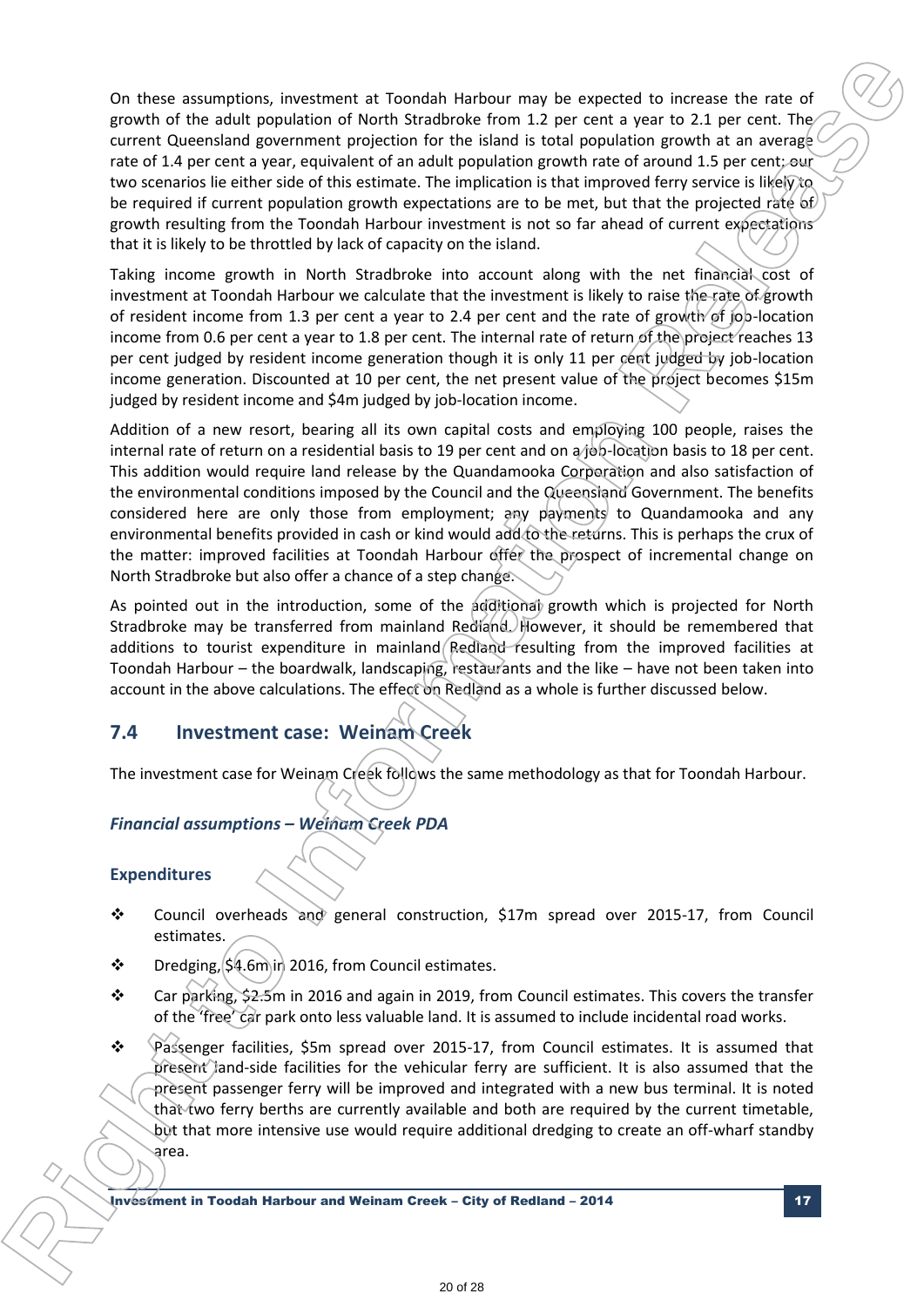On these assumptions, investment at Toondah Harbour may be expected to increase the rate of growth of the adult population of North Stradbroke from 1.2 per cent a year to 2.1 per cent. The current Queensland government projection for the island is total population growth at an average rate of 1.4 per cent a year, equivalent of an adult population growth rate of around 1.5 per cent; our two scenarios lie either side of this estimate. The implication is that improved ferry service is likely to be required if current population growth expectations are to be met, but that the projected rate of growth resulting from the Toondah Harbour investment is not so far ahead of current expectations that it is likely to be throttled by lack of capacity on the island.

Taking income growth in North Stradbroke into account along with the net financial cost of investment at Toondah Harbour we calculate that the investment is likely to raise the rate of growth of resident income from 1.3 per cent a year to 2.4 per cent and the rate of growth of job-location income from 0.6 per cent a year to 1.8 per cent. The internal rate of return of the project reaches 13 per cent judged by resident income generation though it is only 11 per cent judged by job-location income generation. Discounted at 10 per cent, the net present value of the project becomes $15m judged by resident income and $4m judged by job-location income.

Addition of a new resort, bearing all its own capital costs and employing 100 people, raises the internal rate of return on a residential basis to 19 per cent and on a job-location basis to 18 per cent. This addition would require land release by the Quandamooka Corporation and also satisfaction of the environmental conditions imposed by the Council and the Queensland Government. The benefits considered here are only those from employment; any payments to Quandamooka and any environmental benefits provided in cash or kind would add to the returns. This is perhaps the crux of the matter: improved facilities at Toondah Harbour offer the prospect of incremental change on North Stradbroke but also offer a chance of a step change.

As pointed out in the introduction, some of the additional growth which is projected for North Stradbroke may be transferred from mainland Redland. However, it should be remembered that additions to tourist expenditure in mainland Redland resulting from the improved facilities at Toondah Harbour – the boardwalk, landscaping, restaurants and the like – have not been taken into account in the above calculations. The effect on Redland as a whole is further discussed below.

## 7.4 Investment case: Weinam Creek

The investment case for Weinam Creek follows the same methodology as that for Toondah Harbour.

### *Financial assumptions – Weinam Creek PDA*

### Expenditures

- Council overheads and general construction, $17m spread over 2015-17, from Council estimates.
- Dredging, $4.6m in 2016, from Council estimates.
- Car parking, $2.5m in 2016 and again in 2019, from Council estimates. This covers the transfer of the 'free' car park onto less valuable land. It is assumed to include incidental road works.
- Passenger facilities, $5m spread over 2015-17, from Council estimates. It is assumed that present land-side facilities for the vehicular ferry are sufficient. It is also assumed that the present passenger ferry will be improved and integrated with a new bus terminal. It is noted that two ferry berths are currently available and both are required by the current timetable, but that more intensive use would require additional dredging to create an off-wharf standby area.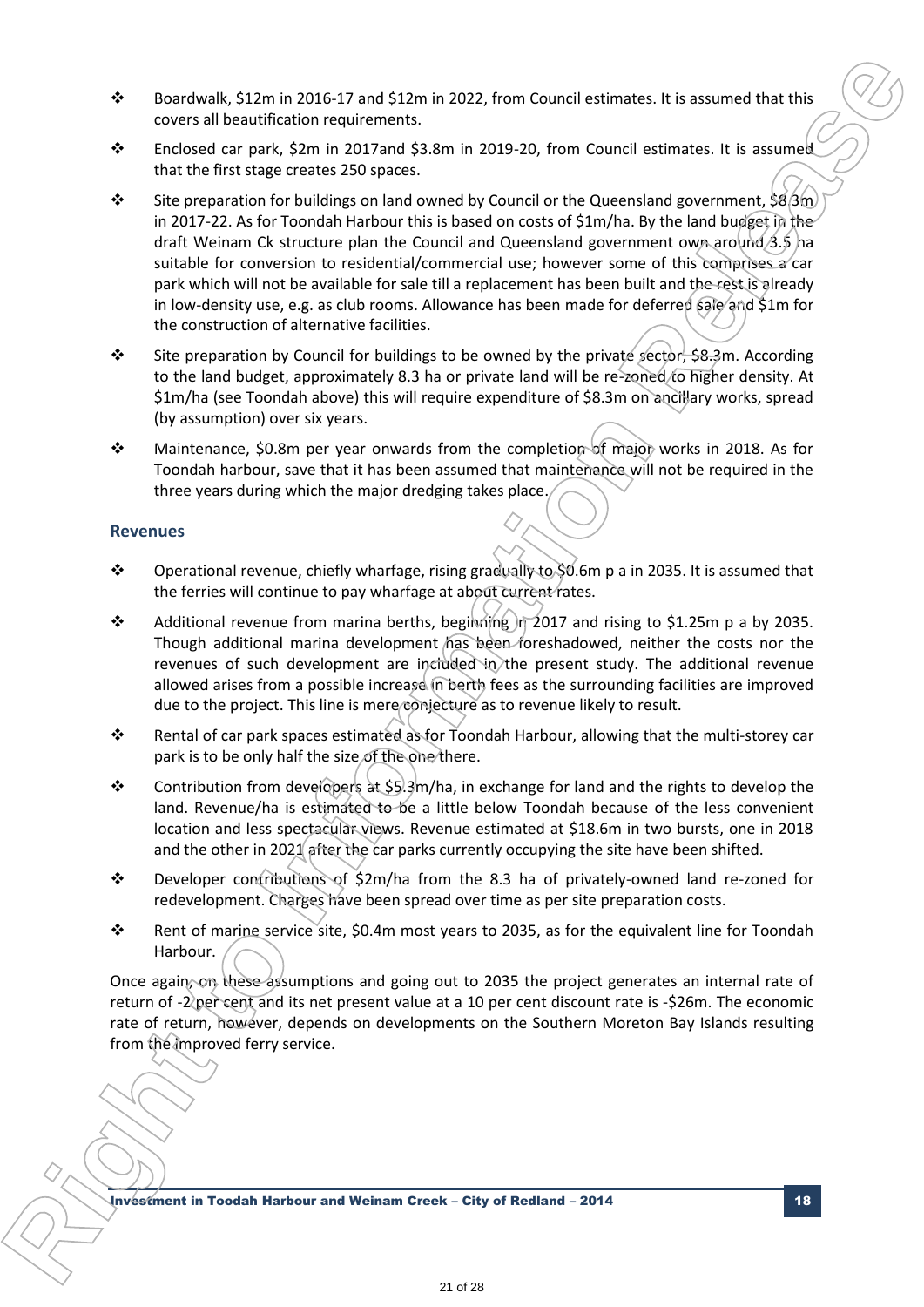- Boardwalk, $12m in 2016-17 and $12m in 2022, from Council estimates. It is assumed that this covers all beautification requirements.
- Enclosed car park, $2m in 2017and $3.8m in 2019-20, from Council estimates. It is assumed that the first stage creates 250 spaces.
- Site preparation for buildings on land owned by Council or the Queensland government, $8.3m in 2017-22. As for Toondah Harbour this is based on costs of $1m/ha. By the land budget in the draft Weinam Ck structure plan the Council and Queensland government own around 3.5 ha suitable for conversion to residential/commercial use; however some of this comprises a car park which will not be available for sale till a replacement has been built and the rest is already in low-density use, e.g. as club rooms. Allowance has been made for deferred sale and $1m for the construction of alternative facilities.
- Site preparation by Council for buildings to be owned by the private sector, $8.3m. According to the land budget, approximately 8.3 ha or private land will be re-zoned to higher density. At $1m/ha (see Toondah above) this will require expenditure of $8.3m on ancillary works, spread (by assumption) over six years.
- Maintenance, $0.8m per year onwards from the completion of major works in 2018. As for Toondah harbour, save that it has been assumed that maintenance will not be required in the three years during which the major dredging takes place.

## Revenues

- Operational revenue, chiefly wharfage, rising gradually to $0.6m p a in 2035. It is assumed that the ferries will continue to pay wharfage at about current rates.
- Additional revenue from marina berths, beginning in 2017 and rising to $1.25m p a by 2035. Though additional marina development has been foreshadowed, neither the costs nor the revenues of such development are included in the present study. The additional revenue allowed arises from a possible increase in berth fees as the surrounding facilities are improved due to the project. This line is mere conjecture as to revenue likely to result.
- Rental of car park spaces estimated as for Toondah Harbour, allowing that the multi-storey car park is to be only half the size of the one there.
- Contribution from developers at $5.3m/ha, in exchange for land and the rights to develop the land. Revenue/ha is estimated to be a little below Toondah because of the less convenient location and less spectacular views. Revenue estimated at $18.6m in two bursts, one in 2018 and the other in 2021 after the car parks currently occupying the site have been shifted.
- Developer contributions of $2m/ha from the 8.3 ha of privately-owned land re-zoned for redevelopment. Charges have been spread over time as per site preparation costs.
- Rent of marine service site, $0.4m most years to 2035, as for the equivalent line for Toondah Harbour.

Once again, on these assumptions and going out to 2035 the project generates an internal rate of return of -2 per cent and its net present value at a 10 per cent discount rate is -$26m. The economic rate of return, however, depends on developments on the Southern Moreton Bay Islands resulting from the improved ferry service.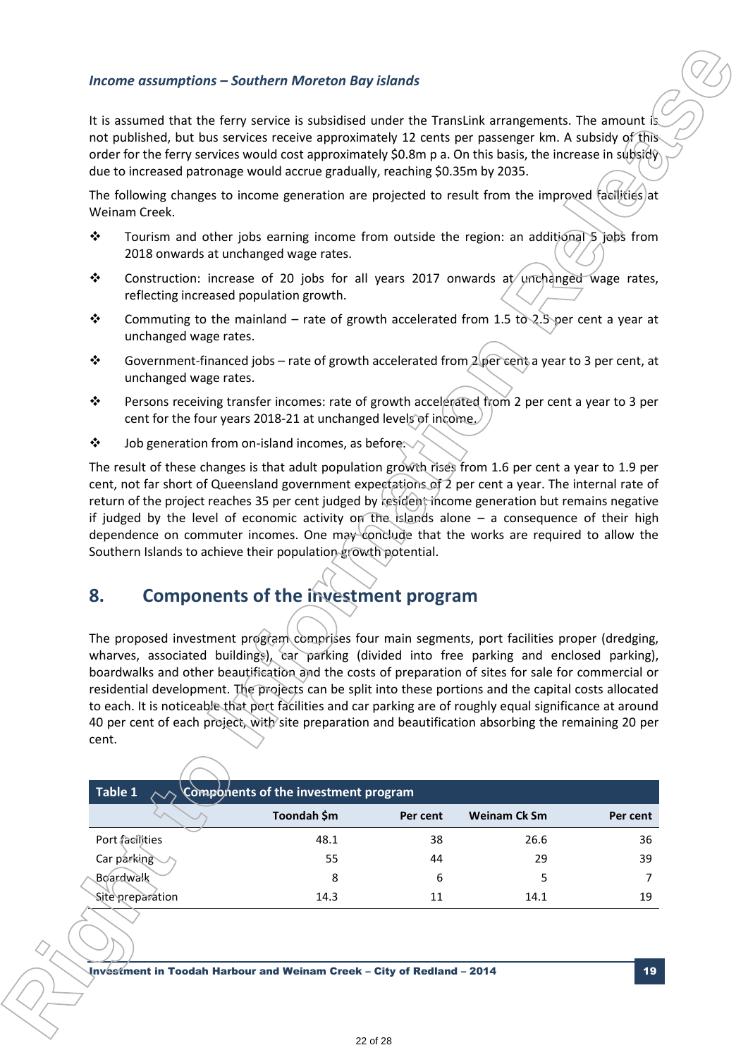### *Income assumptions – Southern Moreton Bay islands*

It is assumed that the ferry service is subsidised under the TransLink arrangements. The amount is not published, but bus services receive approximately 12 cents per passenger km. A subsidy of this order for the ferry services would cost approximately $0.8m p a. On this basis, the increase in subsidy due to increased patronage would accrue gradually, reaching $0.35m by 2035.

The following changes to income generation are projected to result from the improved facilities at Weinam Creek.

- Tourism and other jobs earning income from outside the region: an additional 5 jobs from 2018 onwards at unchanged wage rates.
- Construction: increase of 20 jobs for all years 2017 onwards at unchanged wage rates, reflecting increased population growth.
- Commuting to the mainland – rate of growth accelerated from 1.5 to 2.5 per cent a year at unchanged wage rates.
- Government-financed jobs – rate of growth accelerated from 2 per cent a year to 3 per cent, at unchanged wage rates.
- Persons receiving transfer incomes: rate of growth accelerated from 2 per cent a year to 3 per cent for the four years 2018-21 at unchanged levels of income.
- Job generation from on-island incomes, as before.

The result of these changes is that adult population growth rises from 1.6 per cent a year to 1.9 per cent, not far short of Queensland government expectations of 2 per cent a year. The internal rate of return of the project reaches 35 per cent judged by resident income generation but remains negative if judged by the level of economic activity on the islands alone – a consequence of their high dependence on commuter incomes. One may conclude that the works are required to allow the Southern Islands to achieve their population growth potential.

## 8. Components of the investment program

The proposed investment program comprises four main segments, port facilities proper (dredging, wharves, associated buildings), car parking (divided into free parking and enclosed parking), boardwalks and other beautification and the costs of preparation of sites for sale for commercial or residential development. The projects can be split into these portions and the capital costs allocated to each. It is noticeable that port facilities and car parking are of roughly equal significance at around 40 per cent of each project, with site preparation and beautification absorbing the remaining 20 per cent.

**Table 1 Components of the investment program**

| | Toondah $m | Per cent | Weinam Ck $m | Per cent |
|---|---|---|---|---|
| Port facilities | 48.1 | 38 | 26.6 | 36 |
| Car parking | 55 | 44 | 29 | 39 |
| Boardwalk | 8 | 6 | 5 | 7 |
| Site preparation | 14.3 | 11 | 14.1 | 19 |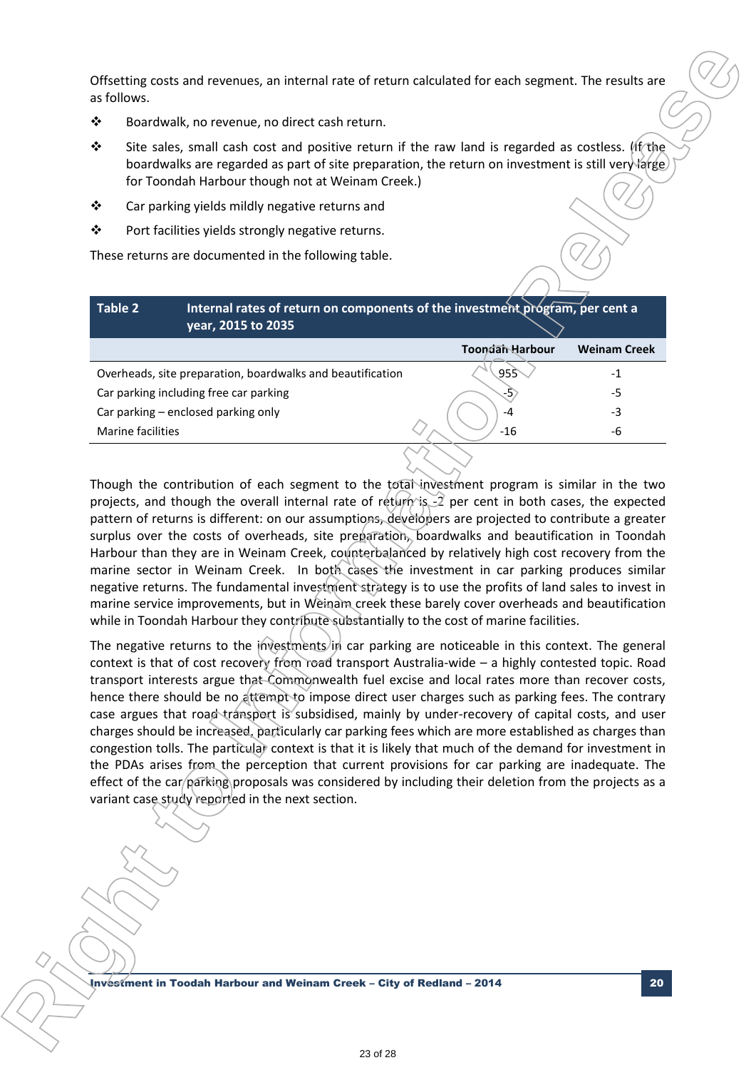Offsetting costs and revenues, an internal rate of return calculated for each segment. The results are as follows.

- Boardwalk, no revenue, no direct cash return.
- Site sales, small cash cost and positive return if the raw land is regarded as costless. (If the boardwalks are regarded as part of site preparation, the return on investment is still very large for Toondah Harbour though not at Weinam Creek.)
- Car parking yields mildly negative returns and
- Port facilities yields strongly negative returns.

These returns are documented in the following table.

**Table 2 — Internal rates of return on components of the investment program, per cent a year, 2015 to 2035**

| | Toondah Harbour | Weinam Creek |
|---|---|---|
| Overheads, site preparation, boardwalks and beautification | 955 | -1 |
| Car parking including free car parking | -5 | -5 |
| Car parking – enclosed parking only | -4 | -3 |
| Marine facilities | -16 | -6 |

Though the contribution of each segment to the total investment program is similar in the two projects, and though the overall internal rate of return is -2 per cent in both cases, the expected pattern of returns is different: on our assumptions, developers are projected to contribute a greater surplus over the costs of overheads, site preparation, boardwalks and beautification in Toondah Harbour than they are in Weinam Creek, counterbalanced by relatively high cost recovery from the marine sector in Weinam Creek. In both cases the investment in car parking produces similar negative returns. The fundamental investment strategy is to use the profits of land sales to invest in marine service improvements, but in Weinam creek these barely cover overheads and beautification while in Toondah Harbour they contribute substantially to the cost of marine facilities.

The negative returns to the investments in car parking are noticeable in this context. The general context is that of cost recovery from road transport Australia-wide – a highly contested topic. Road transport interests argue that Commonwealth fuel excise and local rates more than recover costs, hence there should be no attempt to impose direct user charges such as parking fees. The contrary case argues that road transport is subsidised, mainly by under-recovery of capital costs, and user charges should be increased, particularly car parking fees which are more established as charges than congestion tolls. The particular context is that it is likely that much of the demand for investment in the PDAs arises from the perception that current provisions for car parking are inadequate. The effect of the car parking proposals was considered by including their deletion from the projects as a variant case study reported in the next section.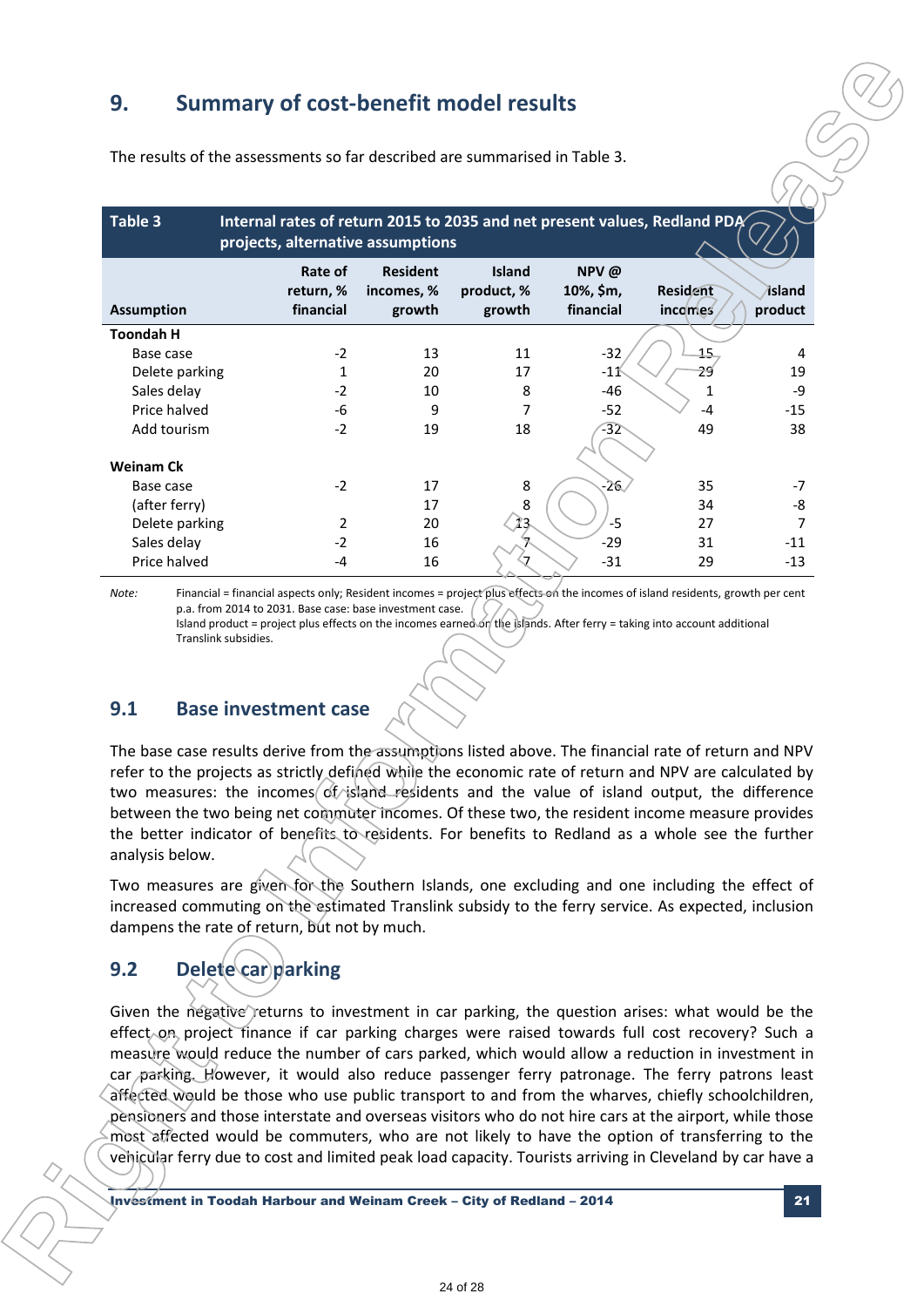# 9. Summary of cost-benefit model results

The results of the assessments so far described are summarised in Table 3.

**Table 3 Internal rates of return 2015 to 2035 and net present values, Redland PDA projects, alternative assumptions**

| Assumption | Rate of return, % financial | Resident incomes, % growth | Island product, % growth | NPV @ 10%, $m, financial | Resident incomes | Island product |
|---|---|---|---|---|---|---|
| **Toondah H** | | | | | | |
| Base case | -2 | 13 | 11 | -32 | 15 | 4 |
| Delete parking | 1 | 20 | 17 | -11 | 29 | 19 |
| Sales delay | -2 | 10 | 8 | -46 | 1 | -9 |
| Price halved | -6 | 9 | 7 | -52 | -4 | -15 |
| Add tourism | -2 | 19 | 18 | -32 | 49 | 38 |
| | | | | | | |
| **Weinam Ck** | | | | | | |
| Base case | -2 | 17 | 8 | -26 | 35 | -7 |
| (after ferry) | | 17 | 8 | | 34 | -8 |
| Delete parking | 2 | 20 | 13 | -5 | 27 | 7 |
| Sales delay | -2 | 16 | 7 | -29 | 31 | -11 |
| Price halved | -4 | 16 | 7 | -31 | 29 | -13 |

*Note:* Financial = financial aspects only; Resident incomes = project plus effects on the incomes of island residents, growth per cent p.a. from 2014 to 2031. Base case: base investment case.
Island product = project plus effects on the incomes earned on the islands. After ferry = taking into account additional Translink subsidies.

## 9.1 Base investment case

The base case results derive from the assumptions listed above. The financial rate of return and NPV refer to the projects as strictly defined while the economic rate of return and NPV are calculated by two measures: the incomes of island residents and the value of island output, the difference between the two being net commuter incomes. Of these two, the resident income measure provides the better indicator of benefits to residents. For benefits to Redland as a whole see the further analysis below.

Two measures are given for the Southern Islands, one excluding and one including the effect of increased commuting on the estimated Translink subsidy to the ferry service. As expected, inclusion dampens the rate of return, but not by much.

## 9.2 Delete car parking

Given the negative returns to investment in car parking, the question arises: what would be the effect on project finance if car parking charges were raised towards full cost recovery? Such a measure would reduce the number of cars parked, which would allow a reduction in investment in car parking. However, it would also reduce passenger ferry patronage. The ferry patrons least affected would be those who use public transport to and from the wharves, chiefly schoolchildren, pensioners and those interstate and overseas visitors who do not hire cars at the airport, while those most affected would be commuters, who are not likely to have the option of transferring to the vehicular ferry due to cost and limited peak load capacity. Tourists arriving in Cleveland by car have a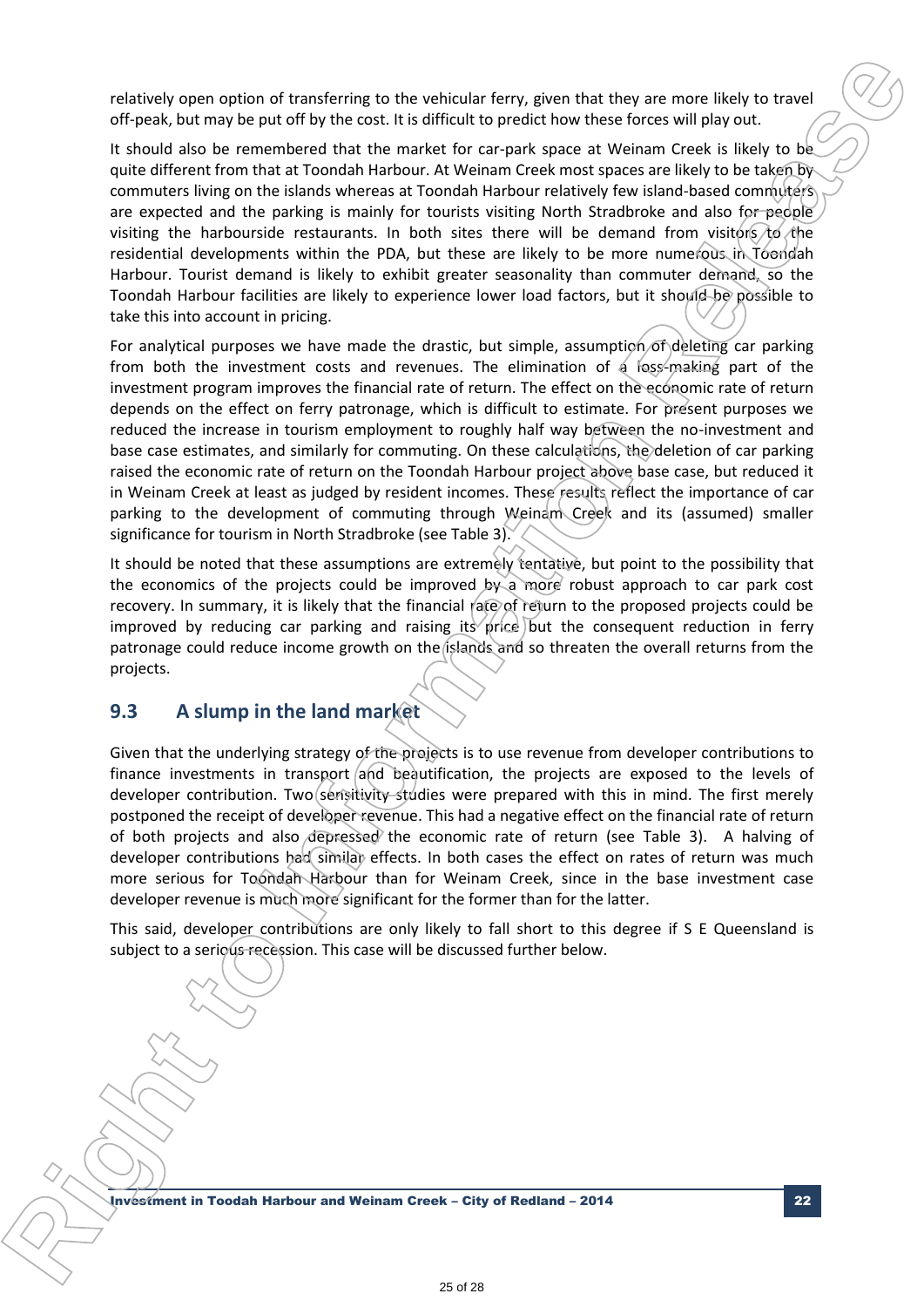relatively open option of transferring to the vehicular ferry, given that they are more likely to travel off-peak, but may be put off by the cost. It is difficult to predict how these forces will play out.

It should also be remembered that the market for car-park space at Weinam Creek is likely to be quite different from that at Toondah Harbour. At Weinam Creek most spaces are likely to be taken by commuters living on the islands whereas at Toondah Harbour relatively few island-based commuters are expected and the parking is mainly for tourists visiting North Stradbroke and also for people visiting the harbourside restaurants. In both sites there will be demand from visitors to the residential developments within the PDA, but these are likely to be more numerous in Toondah Harbour. Tourist demand is likely to exhibit greater seasonality than commuter demand, so the Toondah Harbour facilities are likely to experience lower load factors, but it should be possible to take this into account in pricing.

For analytical purposes we have made the drastic, but simple, assumption of deleting car parking from both the investment costs and revenues. The elimination of a loss-making part of the investment program improves the financial rate of return. The effect on the economic rate of return depends on the effect on ferry patronage, which is difficult to estimate. For present purposes we reduced the increase in tourism employment to roughly half way between the no-investment and base case estimates, and similarly for commuting. On these calculations, the deletion of car parking raised the economic rate of return on the Toondah Harbour project above base case, but reduced it in Weinam Creek at least as judged by resident incomes. These results reflect the importance of car parking to the development of commuting through Weinam Creek and its (assumed) smaller significance for tourism in North Stradbroke (see Table 3).

It should be noted that these assumptions are extremely tentative, but point to the possibility that the economics of the projects could be improved by a more robust approach to car park cost recovery. In summary, it is likely that the financial rate of return to the proposed projects could be improved by reducing car parking and raising its price but the consequent reduction in ferry patronage could reduce income growth on the islands and so threaten the overall returns from the projects.

## 9.3 A slump in the land market

Given that the underlying strategy of the projects is to use revenue from developer contributions to finance investments in transport and beautification, the projects are exposed to the levels of developer contribution. Two sensitivity studies were prepared with this in mind. The first merely postponed the receipt of developer revenue. This had a negative effect on the financial rate of return of both projects and also depressed the economic rate of return (see Table 3). A halving of developer contributions had similar effects. In both cases the effect on rates of return was much more serious for Toondah Harbour than for Weinam Creek, since in the base investment case developer revenue is much more significant for the former than for the latter.

This said, developer contributions are only likely to fall short to this degree if S E Queensland is subject to a serious recession. This case will be discussed further below.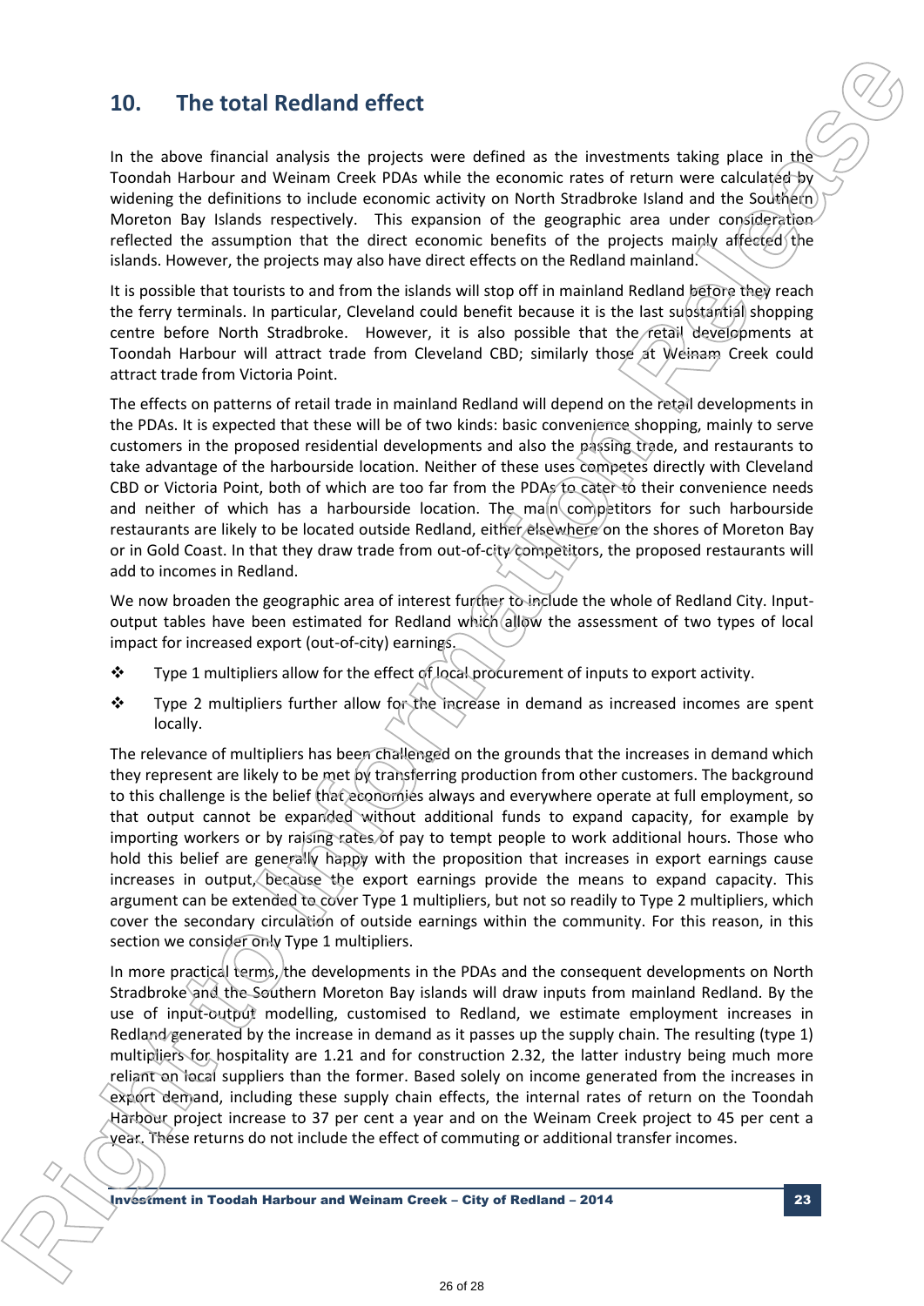## 10. The total Redland effect

In the above financial analysis the projects were defined as the investments taking place in the Toondah Harbour and Weinam Creek PDAs while the economic rates of return were calculated by widening the definitions to include economic activity on North Stradbroke Island and the Southern Moreton Bay Islands respectively. This expansion of the geographic area under consideration reflected the assumption that the direct economic benefits of the projects mainly affected the islands. However, the projects may also have direct effects on the Redland mainland.

It is possible that tourists to and from the islands will stop off in mainland Redland before they reach the ferry terminals. In particular, Cleveland could benefit because it is the last substantial shopping centre before North Stradbroke. However, it is also possible that the retail developments at Toondah Harbour will attract trade from Cleveland CBD; similarly those at Weinam Creek could attract trade from Victoria Point.

The effects on patterns of retail trade in mainland Redland will depend on the retail developments in the PDAs. It is expected that these will be of two kinds: basic convenience shopping, mainly to serve customers in the proposed residential developments and also the passing trade, and restaurants to take advantage of the harbourside location. Neither of these uses competes directly with Cleveland CBD or Victoria Point, both of which are too far from the PDAs to cater to their convenience needs and neither of which has a harbourside location. The main competitors for such harbourside restaurants are likely to be located outside Redland, either elsewhere on the shores of Moreton Bay or in Gold Coast. In that they draw trade from out-of-city competitors, the proposed restaurants will add to incomes in Redland.

We now broaden the geographic area of interest further to include the whole of Redland City. Input-output tables have been estimated for Redland which allow the assessment of two types of local impact for increased export (out-of-city) earnings.

- Type 1 multipliers allow for the effect of local procurement of inputs to export activity.
- Type 2 multipliers further allow for the increase in demand as increased incomes are spent locally.

The relevance of multipliers has been challenged on the grounds that the increases in demand which they represent are likely to be met by transferring production from other customers. The background to this challenge is the belief that economies always and everywhere operate at full employment, so that output cannot be expanded without additional funds to expand capacity, for example by importing workers or by raising rates of pay to tempt people to work additional hours. Those who hold this belief are generally happy with the proposition that increases in export earnings cause increases in output, because the export earnings provide the means to expand capacity. This argument can be extended to cover Type 1 multipliers, but not so readily to Type 2 multipliers, which cover the secondary circulation of outside earnings within the community. For this reason, in this section we consider only Type 1 multipliers.

In more practical terms, the developments in the PDAs and the consequent developments on North Stradbroke and the Southern Moreton Bay islands will draw inputs from mainland Redland. By the use of input-output modelling, customised to Redland, we estimate employment increases in Redland generated by the increase in demand as it passes up the supply chain. The resulting (type 1) multipliers for hospitality are 1.21 and for construction 2.32, the latter industry being much more reliant on local suppliers than the former. Based solely on income generated from the increases in export demand, including these supply chain effects, the internal rates of return on the Toondah Harbour project increase to 37 per cent a year and on the Weinam Creek project to 45 per cent a year. These returns do not include the effect of commuting or additional transfer incomes.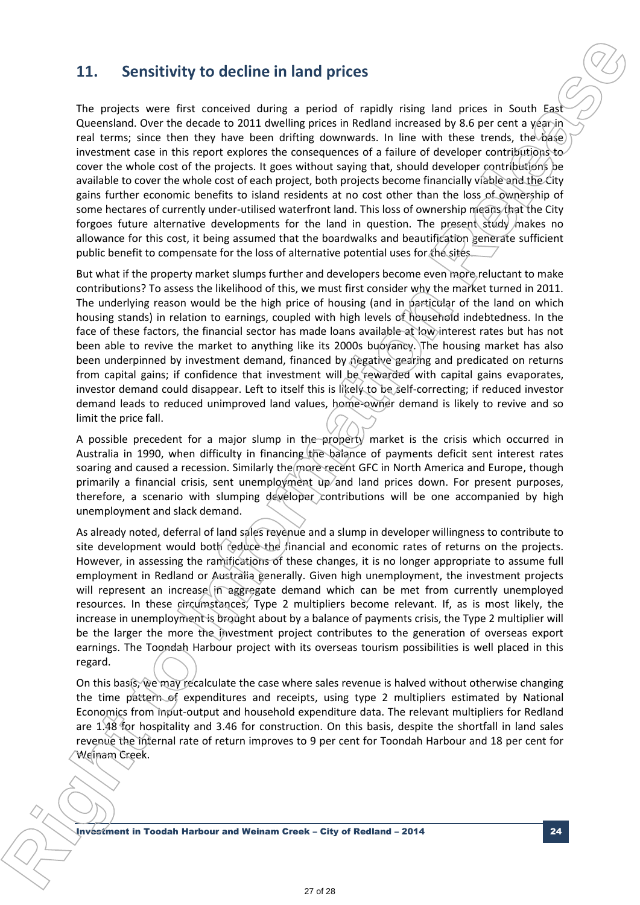## 11. Sensitivity to decline in land prices

The projects were first conceived during a period of rapidly rising land prices in South East Queensland. Over the decade to 2011 dwelling prices in Redland increased by 8.6 per cent a year in real terms; since then they have been drifting downwards. In line with these trends, the base investment case in this report explores the consequences of a failure of developer contributions to cover the whole cost of the projects. It goes without saying that, should developer contributions be available to cover the whole cost of each project, both projects become financially viable and the City gains further economic benefits to island residents at no cost other than the loss of ownership of some hectares of currently under-utilised waterfront land. This loss of ownership means that the City forgoes future alternative developments for the land in question. The present study makes no allowance for this cost, it being assumed that the boardwalks and beautification generate sufficient public benefit to compensate for the loss of alternative potential uses for the sites.

But what if the property market slumps further and developers become even more reluctant to make contributions? To assess the likelihood of this, we must first consider why the market turned in 2011. The underlying reason would be the high price of housing (and in particular of the land on which housing stands) in relation to earnings, coupled with high levels of household indebtedness. In the face of these factors, the financial sector has made loans available at low interest rates but has not been able to revive the market to anything like its 2000s buoyancy. The housing market has also been underpinned by investment demand, financed by negative gearing and predicated on returns from capital gains; if confidence that investment will be rewarded with capital gains evaporates, investor demand could disappear. Left to itself this is likely to be self-correcting; if reduced investor demand leads to reduced unimproved land values, home-owner demand is likely to revive and so limit the price fall.

A possible precedent for a major slump in the property market is the crisis which occurred in Australia in 1990, when difficulty in financing the balance of payments deficit sent interest rates soaring and caused a recession. Similarly the more recent GFC in North America and Europe, though primarily a financial crisis, sent unemployment up and land prices down. For present purposes, therefore, a scenario with slumping developer contributions will be one accompanied by high unemployment and slack demand.

As already noted, deferral of land sales revenue and a slump in developer willingness to contribute to site development would both reduce the financial and economic rates of returns on the projects. However, in assessing the ramifications of these changes, it is no longer appropriate to assume full employment in Redland or Australia generally. Given high unemployment, the investment projects will represent an increase in aggregate demand which can be met from currently unemployed resources. In these circumstances, Type 2 multipliers become relevant. If, as is most likely, the increase in unemployment is brought about by a balance of payments crisis, the Type 2 multiplier will be the larger the more the investment project contributes to the generation of overseas export earnings. The Toondah Harbour project with its overseas tourism possibilities is well placed in this regard.

On this basis, we may recalculate the case where sales revenue is halved without otherwise changing the time pattern of expenditures and receipts, using type 2 multipliers estimated by National Economics from input-output and household expenditure data. The relevant multipliers for Redland are 1.48 for hospitality and 3.46 for construction. On this basis, despite the shortfall in land sales revenue the internal rate of return improves to 9 per cent for Toondah Harbour and 18 per cent for Weinam Creek.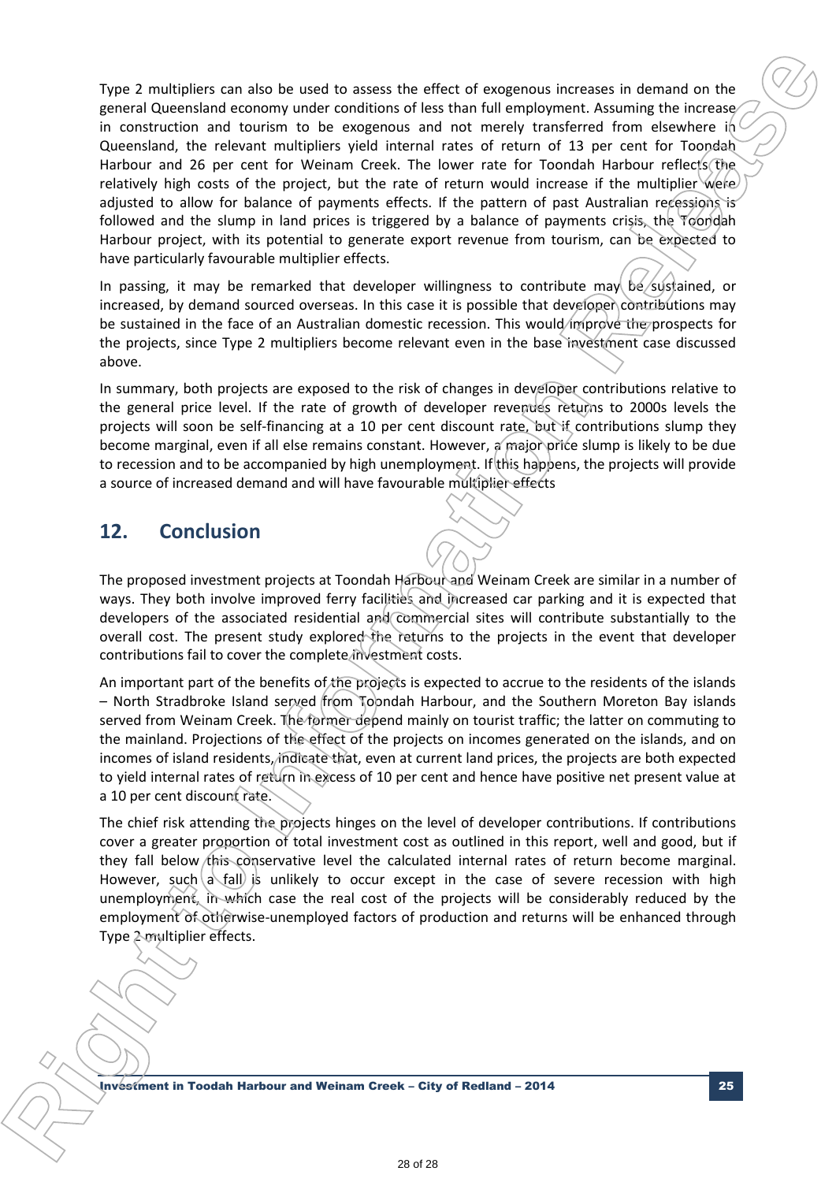Type 2 multipliers can also be used to assess the effect of exogenous increases in demand on the general Queensland economy under conditions of less than full employment. Assuming the increase in construction and tourism to be exogenous and not merely transferred from elsewhere in Queensland, the relevant multipliers yield internal rates of return of 13 per cent for Toondah Harbour and 26 per cent for Weinam Creek. The lower rate for Toondah Harbour reflects the relatively high costs of the project, but the rate of return would increase if the multiplier were adjusted to allow for balance of payments effects. If the pattern of past Australian recessions is followed and the slump in land prices is triggered by a balance of payments crisis, the Toondah Harbour project, with its potential to generate export revenue from tourism, can be expected to have particularly favourable multiplier effects.

In passing, it may be remarked that developer willingness to contribute may be sustained, or increased, by demand sourced overseas. In this case it is possible that developer contributions may be sustained in the face of an Australian domestic recession. This would improve the prospects for the projects, since Type 2 multipliers become relevant even in the base investment case discussed above.

In summary, both projects are exposed to the risk of changes in developer contributions relative to the general price level. If the rate of growth of developer revenues returns to 2000s levels the projects will soon be self-financing at a 10 per cent discount rate, but if contributions slump they become marginal, even if all else remains constant. However, a major price slump is likely to be due to recession and to be accompanied by high unemployment. If this happens, the projects will provide a source of increased demand and will have favourable multiplier effects

## 12. Conclusion

The proposed investment projects at Toondah Harbour and Weinam Creek are similar in a number of ways. They both involve improved ferry facilities and increased car parking and it is expected that developers of the associated residential and commercial sites will contribute substantially to the overall cost. The present study explored the returns to the projects in the event that developer contributions fail to cover the complete investment costs.

An important part of the benefits of the projects is expected to accrue to the residents of the islands – North Stradbroke Island served from Toondah Harbour, and the Southern Moreton Bay islands served from Weinam Creek. The former depend mainly on tourist traffic; the latter on commuting to the mainland. Projections of the effect of the projects on incomes generated on the islands, and on incomes of island residents, indicate that, even at current land prices, the projects are both expected to yield internal rates of return in excess of 10 per cent and hence have positive net present value at a 10 per cent discount rate.

The chief risk attending the projects hinges on the level of developer contributions. If contributions cover a greater proportion of total investment cost as outlined in this report, well and good, but if they fall below this conservative level the calculated internal rates of return become marginal. However, such a fall is unlikely to occur except in the case of severe recession with high unemployment, in which case the real cost of the projects will be considerably reduced by the employment of otherwise-unemployed factors of production and returns will be enhanced through Type 2 multiplier effects.